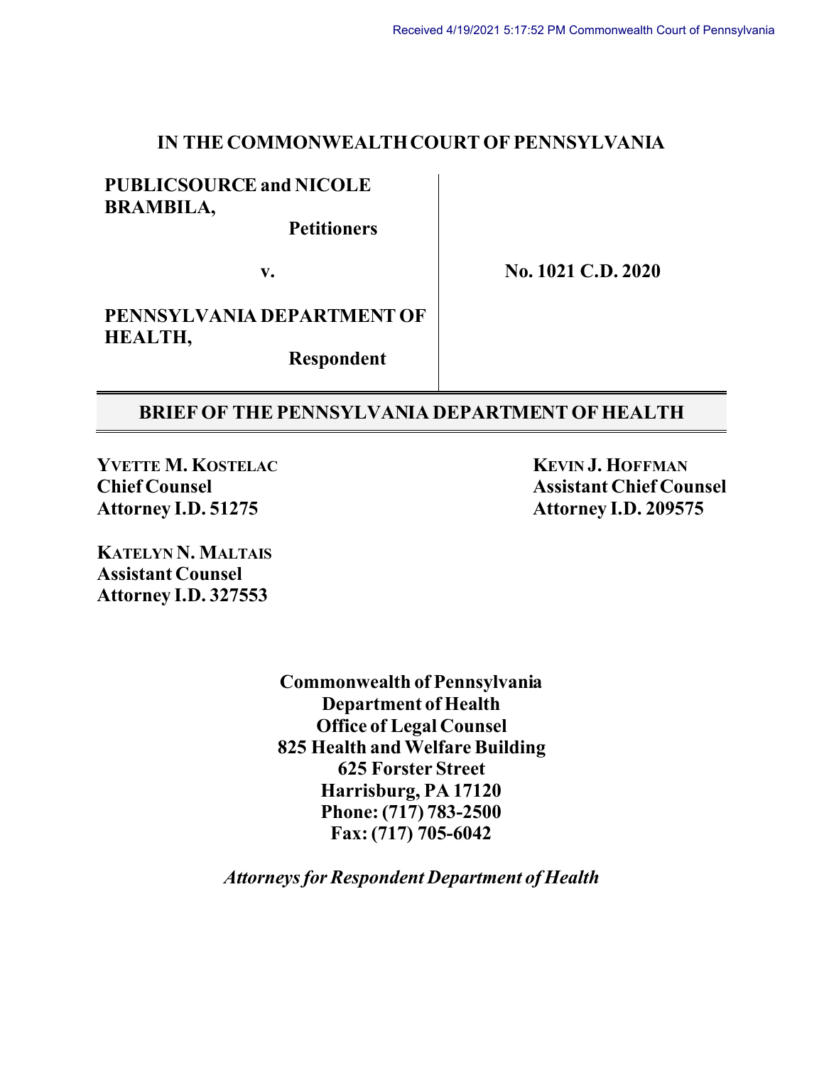Received 4/19/2021 5:17:52 PM Commonwealth Court of Pennsylvania

# IN THE COMMONWEALTH COURT OF PENNSYLVANIA

| | |
|---|---|
| **PUBLICSOURCE and NICOLE BRAMBILA,**<br>**Petitioners** | |
| **v.** | **No. 1021 C.D. 2020** |
| **PENNSYLVANIA DEPARTMENT OF HEALTH,**<br>**Respondent** | |

## BRIEF OF THE PENNSYLVANIA DEPARTMENT OF HEALTH

**YVETTE M. KOSTELAC**
**Chief Counsel**
**Attorney I.D. 51275**

**KEVIN J. HOFFMAN**
**Assistant Chief Counsel**
**Attorney I.D. 209575**

**KATELYN N. MALTAIS**
**Assistant Counsel**
**Attorney I.D. 327553**

**Commonwealth of Pennsylvania**
**Department of Health**
**Office of Legal Counsel**
**825 Health and Welfare Building**
**625 Forster Street**
**Harrisburg, PA 17120**
**Phone: (717) 783-2500**
**Fax: (717) 705-6042**

***Attorneys for Respondent Department of Health***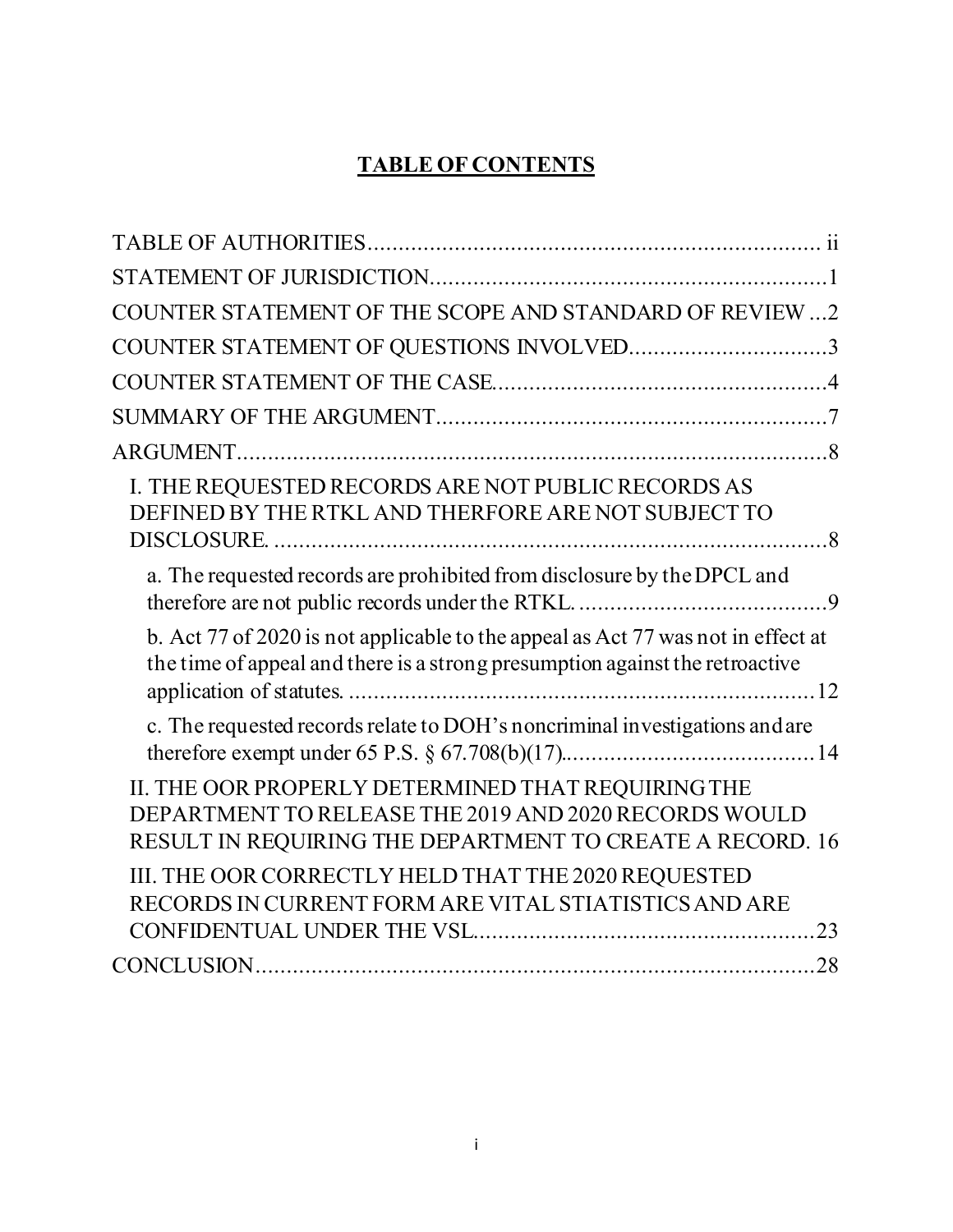# TABLE OF CONTENTS

TABLE OF AUTHORITIES ........................................................................ ii

STATEMENT OF JURISDICTION ................................................................ 1

COUNTER STATEMENT OF THE SCOPE AND STANDARD OF REVIEW ... 2

COUNTER STATEMENT OF QUESTIONS INVOLVED ................................ 3

COUNTER STATEMENT OF THE CASE ..................................................... 4

SUMMARY OF THE ARGUMENT .............................................................. 7

ARGUMENT .................................................................................................. 8

I. THE REQUESTED RECORDS ARE NOT PUBLIC RECORDS AS DEFINED BY THE RTKL AND THERFORE ARE NOT SUBJECT TO DISCLOSURE. ........................................................................................ 8

a. The requested records are prohibited from disclosure by the DPCL and therefore are not public records under the RTKL. ........................................ 9

b. Act 77 of 2020 is not applicable to the appeal as Act 77 was not in effect at the time of appeal and there is a strong presumption against the retroactive application of statutes. ........................................................................ 12

c. The requested records relate to DOH's noncriminal investigations and are therefore exempt under 65 P.S. § 67.708(b)(17). ........................................ 14

II. THE OOR PROPERLY DETERMINED THAT REQUIRING THE DEPARTMENT TO RELEASE THE 2019 AND 2020 RECORDS WOULD RESULT IN REQUIRING THE DEPARTMENT TO CREATE A RECORD. 16

III. THE OOR CORRECTLY HELD THAT THE 2020 REQUESTED RECORDS IN CURRENT FORM ARE VITAL STIATISTICS AND ARE CONFIDENTUAL UNDER THE VSL. ..................................................... 23

CONCLUSION ............................................................................................... 28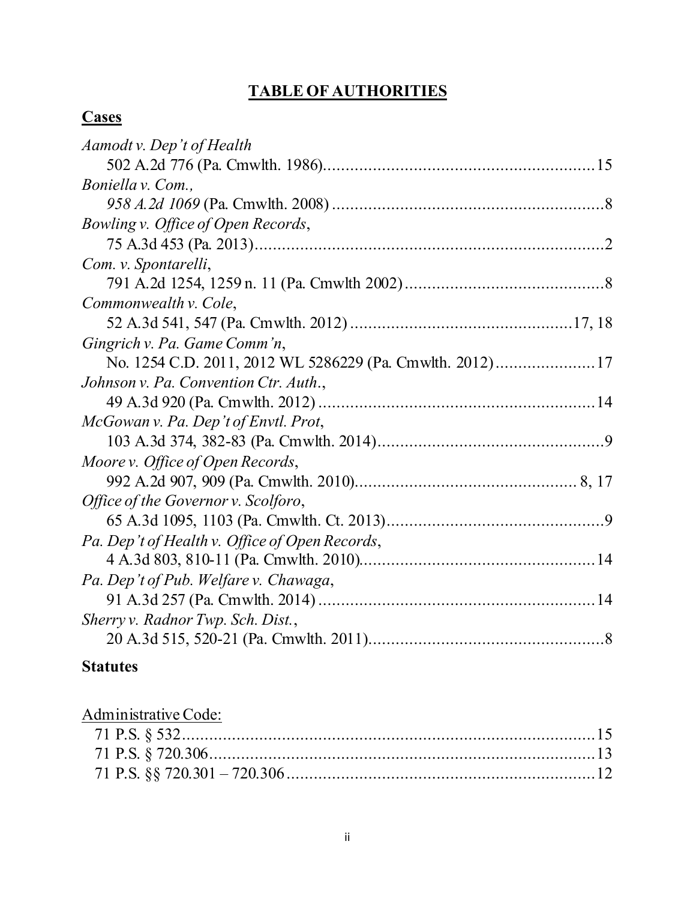# TABLE OF AUTHORITIES

## Cases

*Aamodt v. Dep't of Health*
502 A.2d 776 (Pa. Cmwlth. 1986)............................................................15

*Boniella v. Com.,*
*958 A.2d 1069* (Pa. Cmwlth. 2008) ............................................................8

*Bowling v. Office of Open Records*,
75 A.3d 453 (Pa. 2013)............................................................................2

*Com. v. Spontarelli*,
791 A.2d 1254, 1259 n. 11 (Pa. Cmwlth 2002)............................................8

*Commonwealth v. Cole*,
52 A.3d 541, 547 (Pa. Cmwlth. 2012) ................................................17, 18

*Gingrich v. Pa. Game Comm'n*,
No. 1254 C.D. 2011, 2012 WL 5286229 (Pa. Cmwlth. 2012)......................17

*Johnson v. Pa. Convention Ctr. Auth.*,
49 A.3d 920 (Pa. Cmwlth. 2012) .............................................................14

*McGowan v. Pa. Dep't of Envtl. Prot*,
103 A.3d 374, 382-83 (Pa. Cmwlth. 2014)..................................................9

*Moore v. Office of Open Records*,
992 A.2d 907, 909 (Pa. Cmwlth. 2010)................................................ 8, 17

*Office of the Governor v. Scolforo*,
65 A.3d 1095, 1103 (Pa. Cmwlth. Ct. 2013)...............................................9

*Pa. Dep't of Health v. Office of Open Records*,
4 A.3d 803, 810-11 (Pa. Cmwlth. 2010)....................................................14

*Pa. Dep't of Pub. Welfare v. Chawaga*,
91 A.3d 257 (Pa. Cmwlth. 2014) .............................................................14

*Sherry v. Radnor Twp. Sch. Dist.*,
20 A.3d 515, 520-21 (Pa. Cmwlth. 2011)...................................................8

## Statutes

Administrative Code:

71 P.S. § 532...........................................................................................15
71 P.S. § 720.306......................................................................................13
71 P.S. §§ 720.301 – 720.306 ...................................................................12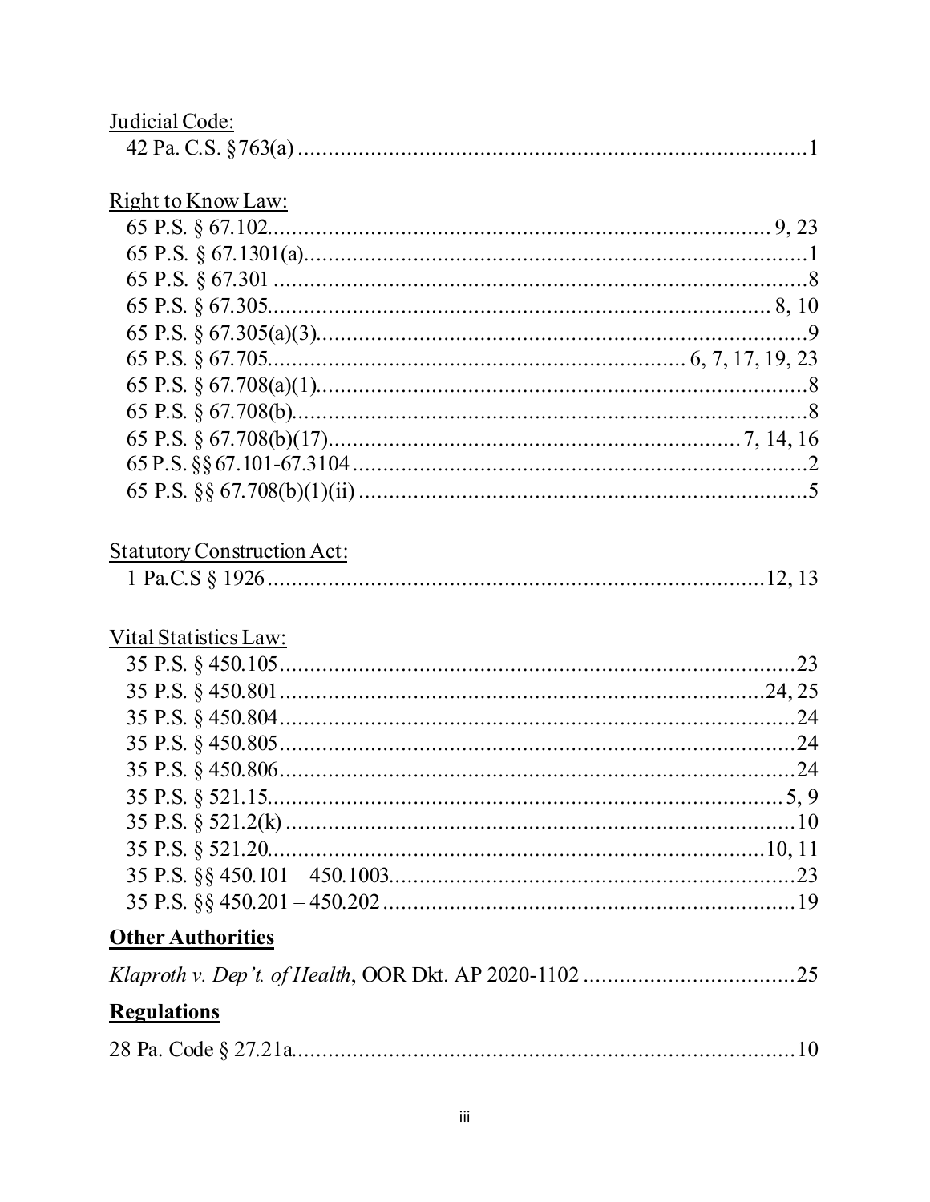Judicial Code:

42 Pa. C.S. §763(a) .......................................................................................1

Right to Know Law:

65 P.S. § 67.102...................................................................................9, 23
65 P.S. § 67.1301(a)...................................................................................1
65 P.S. § 67.301 .........................................................................................8
65 P.S. § 67.305....................................................................................8, 10
65 P.S. § 67.305(a)(3)................................................................................9
65 P.S. § 67.705...................................................................6, 7, 17, 19, 23
65 P.S. § 67.708(a)(1)................................................................................8
65 P.S. § 67.708(b)....................................................................................8
65 P.S. § 67.708(b)(17)..................................................................7, 14, 16
65 P.S. §§ 67.101-67.3104 ..........................................................................2
65 P.S. §§ 67.708(b)(1)(ii) ..........................................................................5

Statutory Construction Act:

1 Pa.C.S § 1926.....................................................................................12, 13

Vital Statistics Law:

35 P.S. § 450.105......................................................................................23
35 P.S. § 450.801...................................................................................24, 25
35 P.S. § 450.804......................................................................................24
35 P.S. § 450.805......................................................................................24
35 P.S. § 450.806......................................................................................24
35 P.S. § 521.15......................................................................................5, 9
35 P.S. § 521.2(k) .....................................................................................10
35 P.S. § 521.20...................................................................................10, 11
35 P.S. §§ 450.101 – 450.1003..................................................................23
35 P.S. §§ 450.201 – 450.202 ....................................................................19

**Other Authorities**

*Klaproth v. Dep't. of Health*, OOR Dkt. AP 2020-1102 ..................................25

**Regulations**

28 Pa. Code § 27.21a...................................................................................10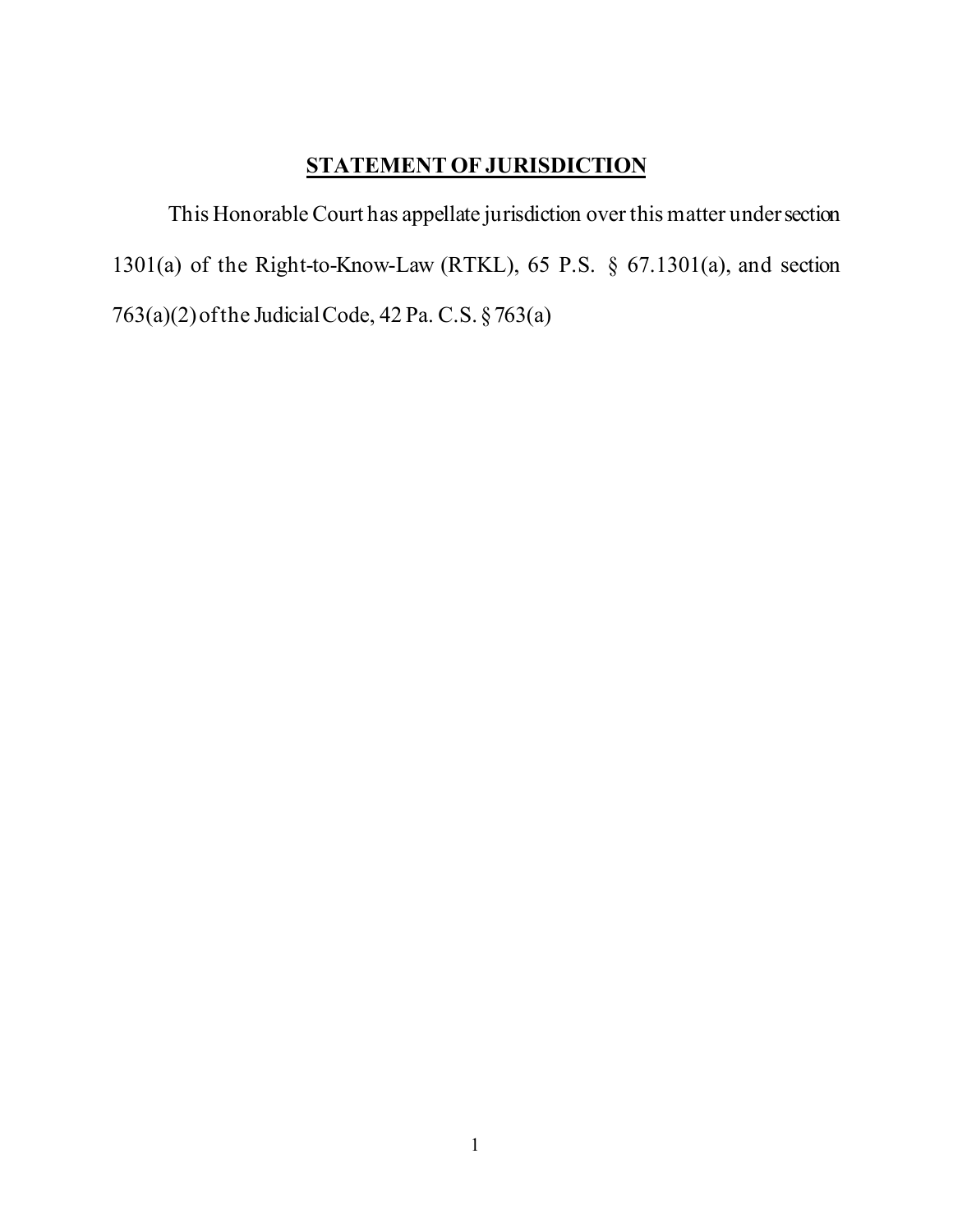## **STATEMENT OF JURISDICTION**

This Honorable Court has appellate jurisdiction over this matter under section 1301(a) of the Right-to-Know-Law (RTKL), 65 P.S. § 67.1301(a), and section 763(a)(2) of the Judicial Code, 42 Pa. C.S. § 763(a)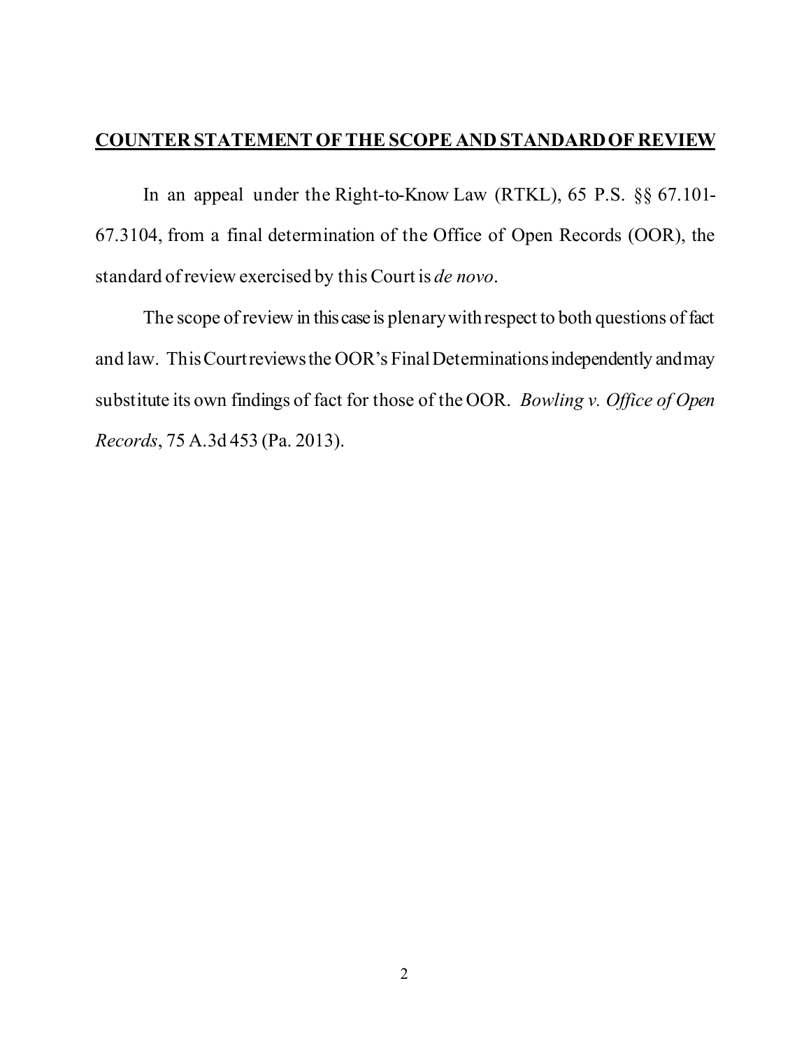## **COUNTER STATEMENT OF THE SCOPE AND STANDARD OF REVIEW**

In an appeal under the Right-to-Know Law (RTKL), 65 P.S. §§ 67.101-67.3104, from a final determination of the Office of Open Records (OOR), the standard of review exercised by this Court is *de novo*.

The scope of review in this case is plenary with respect to both questions of fact and law. This Court reviews the OOR's Final Determinations independently and may substitute its own findings of fact for those of the OOR. *Bowling v. Office of Open Records*, 75 A.3d 453 (Pa. 2013).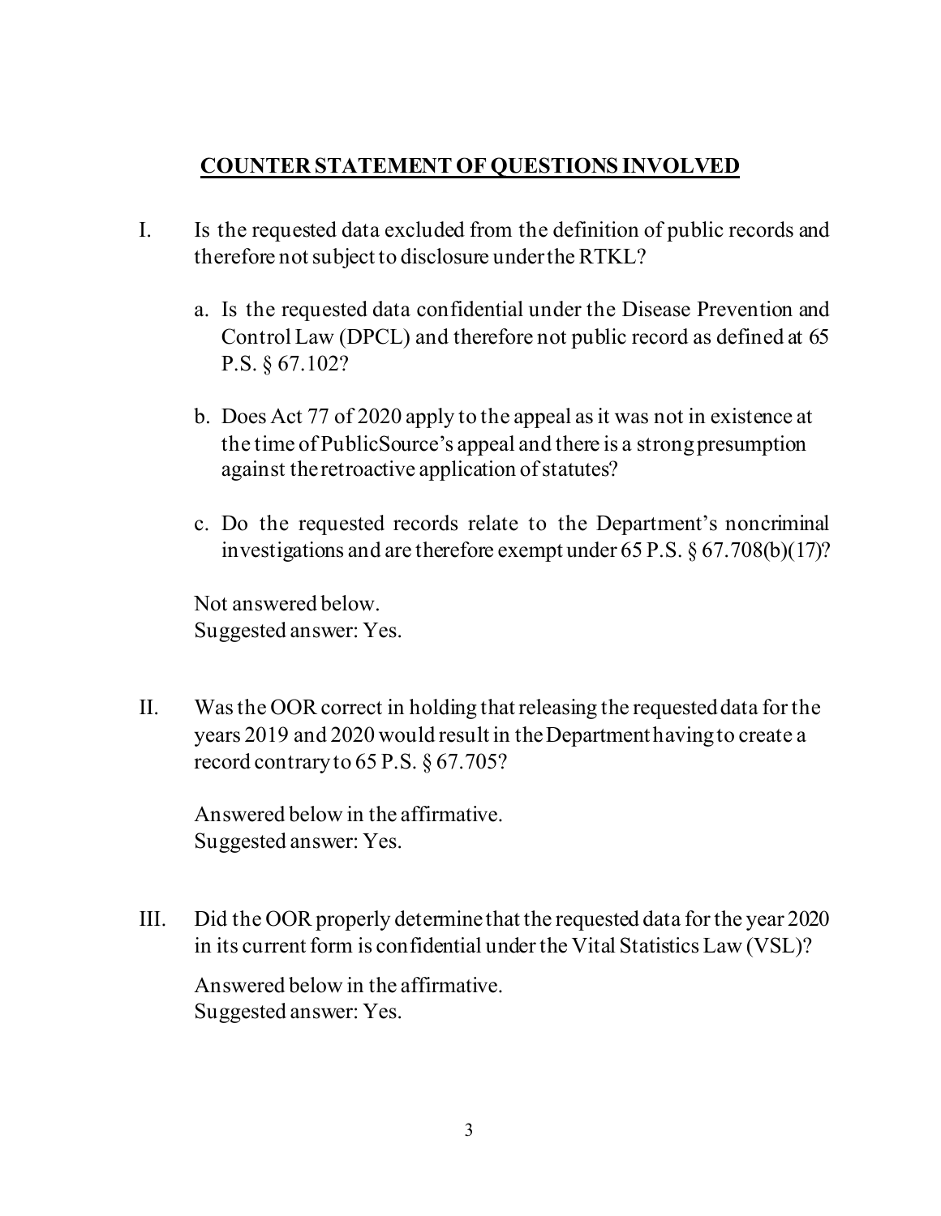## COUNTER STATEMENT OF QUESTIONS INVOLVED

I. Is the requested data excluded from the definition of public records and therefore not subject to disclosure under the RTKL?

   a. Is the requested data confidential under the Disease Prevention and Control Law (DPCL) and therefore not public record as defined at 65 P.S. § 67.102?

   b. Does Act 77 of 2020 apply to the appeal as it was not in existence at the time of PublicSource's appeal and there is a strong presumption against the retroactive application of statutes?

   c. Do the requested records relate to the Department's noncriminal investigations and are therefore exempt under 65 P.S. § 67.708(b)(17)?

   Not answered below.
   Suggested answer: Yes.

II. Was the OOR correct in holding that releasing the requested data for the years 2019 and 2020 would result in the Department having to create a record contrary to 65 P.S. § 67.705?

   Answered below in the affirmative.
   Suggested answer: Yes.

III. Did the OOR properly determine that the requested data for the year 2020 in its current form is confidential under the Vital Statistics Law (VSL)?

   Answered below in the affirmative.
   Suggested answer: Yes.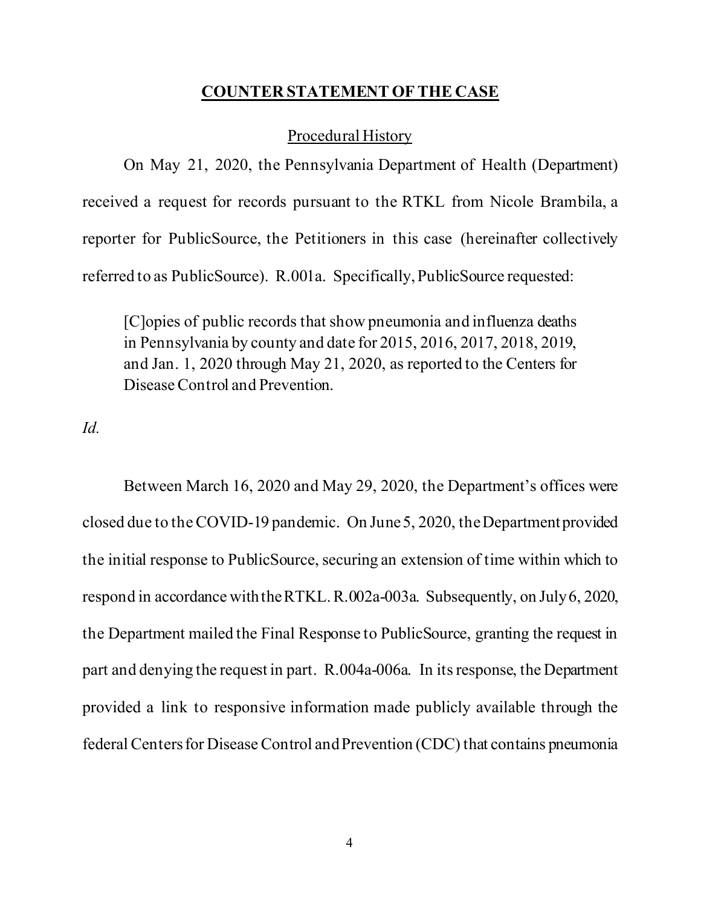## COUNTER STATEMENT OF THE CASE

### Procedural History

On May 21, 2020, the Pennsylvania Department of Health (Department) received a request for records pursuant to the RTKL from Nicole Brambila, a reporter for PublicSource, the Petitioners in this case (hereinafter collectively referred to as PublicSource). R.001a. Specifically, PublicSource requested:

> [C]opies of public records that show pneumonia and influenza deaths in Pennsylvania by county and date for 2015, 2016, 2017, 2018, 2019, and Jan. 1, 2020 through May 21, 2020, as reported to the Centers for Disease Control and Prevention.

*Id.*

Between March 16, 2020 and May 29, 2020, the Department's offices were closed due to the COVID-19 pandemic. On June 5, 2020, the Department provided the initial response to PublicSource, securing an extension of time within which to respond in accordance with the RTKL. R.002a-003a. Subsequently, on July 6, 2020, the Department mailed the Final Response to PublicSource, granting the request in part and denying the request in part. R.004a-006a. In its response, the Department provided a link to responsive information made publicly available through the federal Centers for Disease Control and Prevention (CDC) that contains pneumonia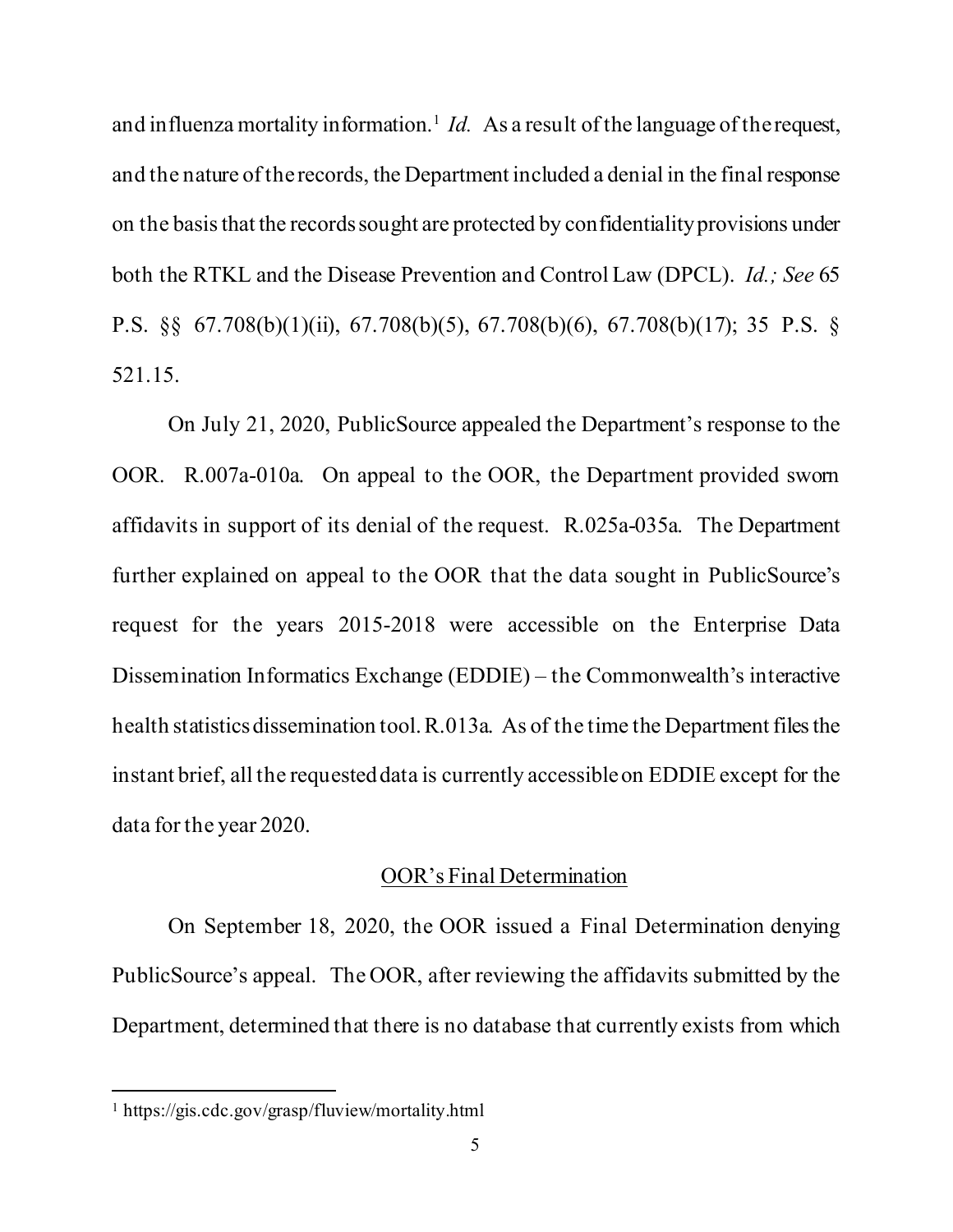and influenza mortality information.[1] *Id.* As a result of the language of the request, and the nature of the records, the Department included a denial in the final response on the basis that the records sought are protected by confidentiality provisions under both the RTKL and the Disease Prevention and Control Law (DPCL). *Id.; See* 65 P.S. §§ 67.708(b)(1)(ii), 67.708(b)(5), 67.708(b)(6), 67.708(b)(17); 35 P.S. § 521.15.

On July 21, 2020, PublicSource appealed the Department's response to the OOR. R.007a-010a. On appeal to the OOR, the Department provided sworn affidavits in support of its denial of the request. R.025a-035a. The Department further explained on appeal to the OOR that the data sought in PublicSource's request for the years 2015-2018 were accessible on the Enterprise Data Dissemination Informatics Exchange (EDDIE) – the Commonwealth's interactive health statistics dissemination tool. R.013a. As of the time the Department files the instant brief, all the requested data is currently accessible on EDDIE except for the data for the year 2020.

<u>OOR's Final Determination</u>

On September 18, 2020, the OOR issued a Final Determination denying PublicSource's appeal. The OOR, after reviewing the affidavits submitted by the Department, determined that there is no database that currently exists from which

[1] https://gis.cdc.gov/grasp/fluview/mortality.html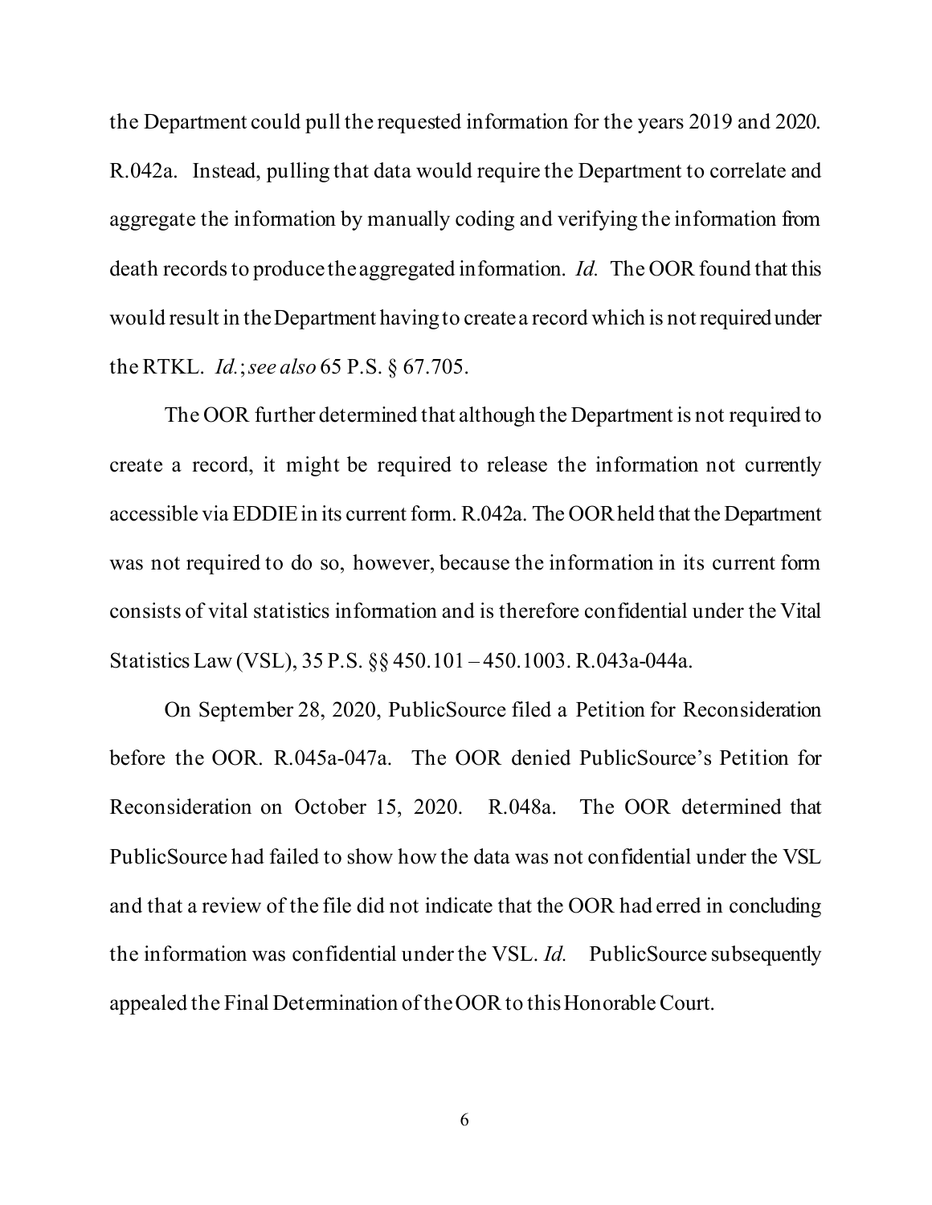the Department could pull the requested information for the years 2019 and 2020. R.042a. Instead, pulling that data would require the Department to correlate and aggregate the information by manually coding and verifying the information from death records to produce the aggregated information. *Id.* The OOR found that this would result in the Department having to create a record which is not required under the RTKL. *Id.*; *see also* 65 P.S. § 67.705.

The OOR further determined that although the Department is not required to create a record, it might be required to release the information not currently accessible via EDDIE in its current form. R.042a. The OOR held that the Department was not required to do so, however, because the information in its current form consists of vital statistics information and is therefore confidential under the Vital Statistics Law (VSL), 35 P.S. §§ 450.101 – 450.1003. R.043a-044a.

On September 28, 2020, PublicSource filed a Petition for Reconsideration before the OOR. R.045a-047a. The OOR denied PublicSource's Petition for Reconsideration on October 15, 2020. R.048a. The OOR determined that PublicSource had failed to show how the data was not confidential under the VSL and that a review of the file did not indicate that the OOR had erred in concluding the information was confidential under the VSL. *Id.* PublicSource subsequently appealed the Final Determination of the OOR to this Honorable Court.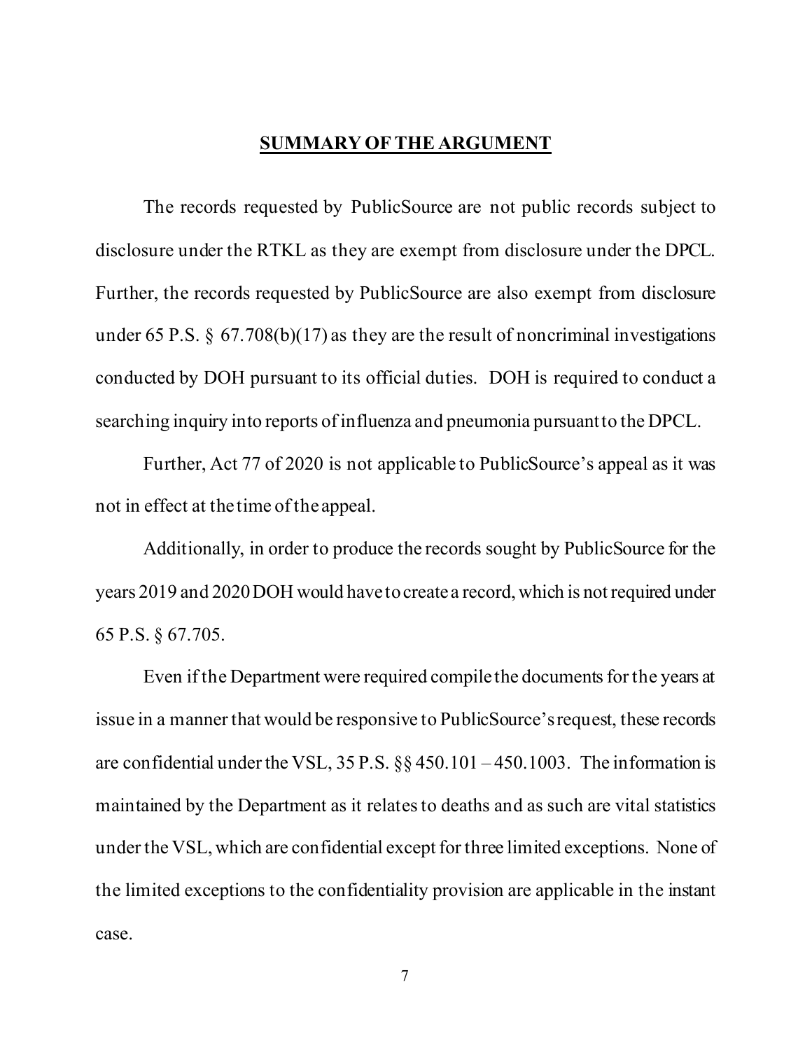## SUMMARY OF THE ARGUMENT

The records requested by PublicSource are not public records subject to disclosure under the RTKL as they are exempt from disclosure under the DPCL. Further, the records requested by PublicSource are also exempt from disclosure under 65 P.S. § 67.708(b)(17) as they are the result of noncriminal investigations conducted by DOH pursuant to its official duties. DOH is required to conduct a searching inquiry into reports of influenza and pneumonia pursuant to the DPCL.

Further, Act 77 of 2020 is not applicable to PublicSource's appeal as it was not in effect at the time of the appeal.

Additionally, in order to produce the records sought by PublicSource for the years 2019 and 2020 DOH would have to create a record, which is not required under 65 P.S. § 67.705.

Even if the Department were required compile the documents for the years at issue in a manner that would be responsive to PublicSource's request, these records are confidential under the VSL, 35 P.S. §§ 450.101 – 450.1003. The information is maintained by the Department as it relates to deaths and as such are vital statistics under the VSL, which are confidential except for three limited exceptions. None of the limited exceptions to the confidentiality provision are applicable in the instant case.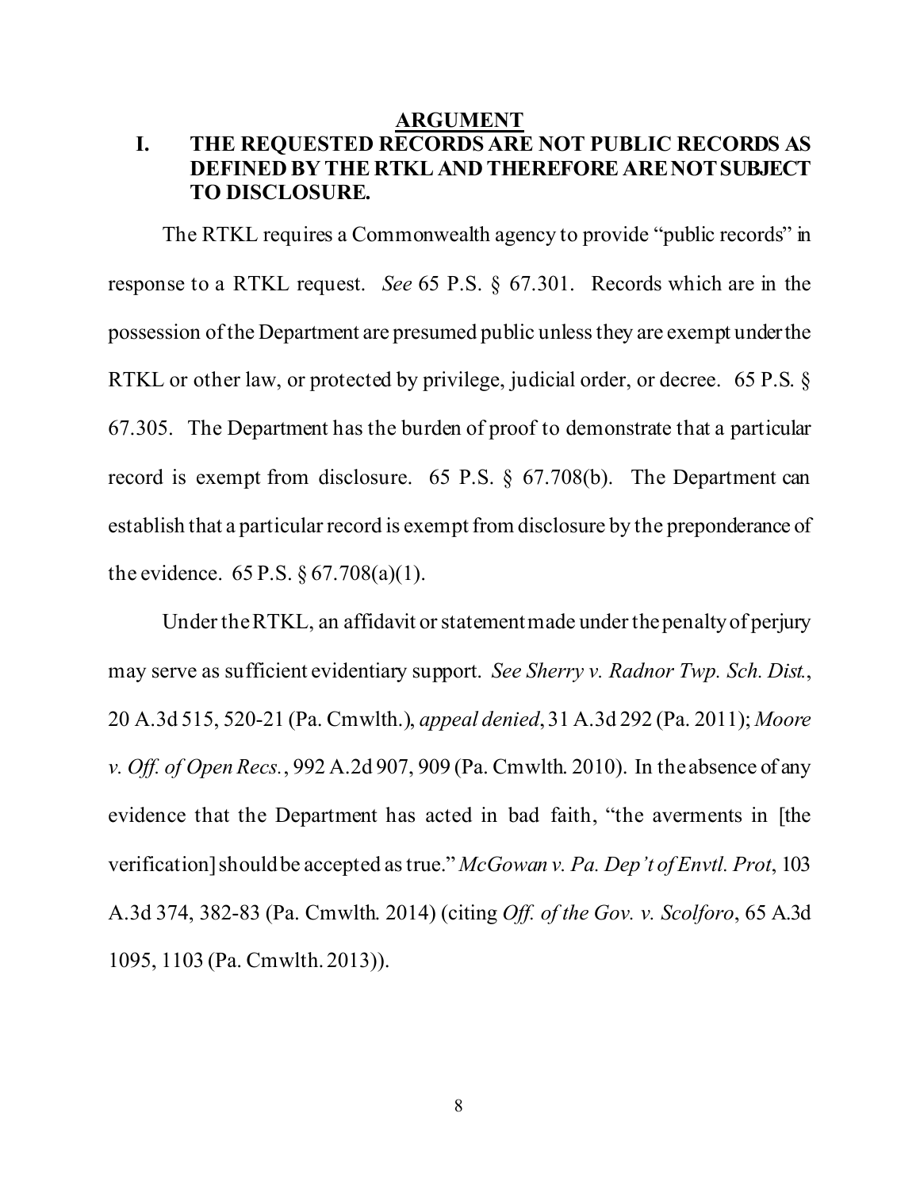## ARGUMENT

### I. THE REQUESTED RECORDS ARE NOT PUBLIC RECORDS AS DEFINED BY THE RTKL AND THEREFORE ARE NOT SUBJECT TO DISCLOSURE.

The RTKL requires a Commonwealth agency to provide "public records" in response to a RTKL request. *See* 65 P.S. § 67.301. Records which are in the possession of the Department are presumed public unless they are exempt under the RTKL or other law, or protected by privilege, judicial order, or decree. 65 P.S. § 67.305. The Department has the burden of proof to demonstrate that a particular record is exempt from disclosure. 65 P.S. § 67.708(b). The Department can establish that a particular record is exempt from disclosure by the preponderance of the evidence. 65 P.S. § 67.708(a)(1).

Under the RTKL, an affidavit or statement made under the penalty of perjury may serve as sufficient evidentiary support. *See Sherry v. Radnor Twp. Sch. Dist.*, 20 A.3d 515, 520-21 (Pa. Cmwlth.), *appeal denied*, 31 A.3d 292 (Pa. 2011); *Moore v. Off. of Open Recs.*, 992 A.2d 907, 909 (Pa. Cmwlth. 2010). In the absence of any evidence that the Department has acted in bad faith, "the averments in [the verification] should be accepted as true." *McGowan v. Pa. Dep't of Envtl. Prot*, 103 A.3d 374, 382-83 (Pa. Cmwlth. 2014) (citing *Off. of the Gov. v. Scolforo*, 65 A.3d 1095, 1103 (Pa. Cmwlth. 2013)).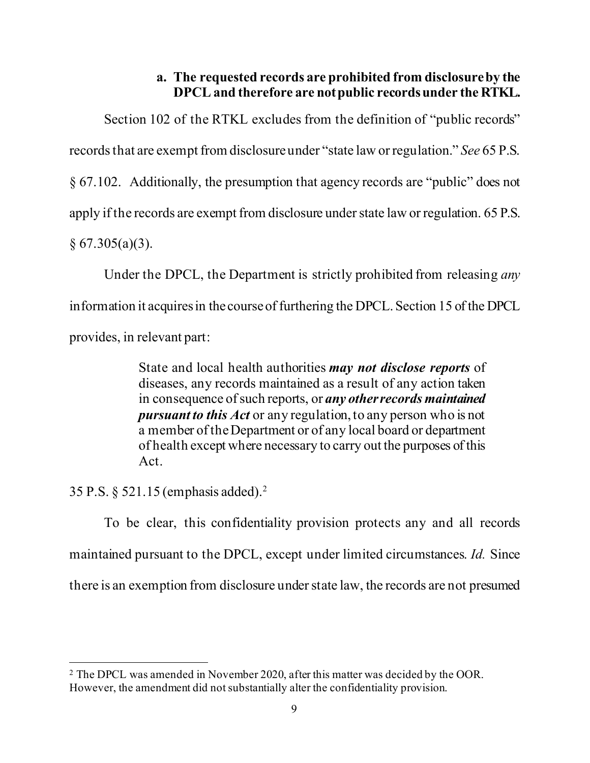### a. The requested records are prohibited from disclosure by the DPCL and therefore are not public records under the RTKL.

Section 102 of the RTKL excludes from the definition of "public records" records that are exempt from disclosure under "state law or regulation." *See* 65 P.S. § 67.102. Additionally, the presumption that agency records are "public" does not apply if the records are exempt from disclosure under state law or regulation. 65 P.S. § 67.305(a)(3).

Under the DPCL, the Department is strictly prohibited from releasing *any* information it acquires in the course of furthering the DPCL. Section 15 of the DPCL provides, in relevant part:

> State and local health authorities ***may not disclose reports*** of diseases, any records maintained as a result of any action taken in consequence of such reports, or ***any other records maintained pursuant to this Act*** or any regulation, to any person who is not a member of the Department or of any local board or department of health except where necessary to carry out the purposes of this Act.

35 P.S. § 521.15 (emphasis added).[2]

To be clear, this confidentiality provision protects any and all records maintained pursuant to the DPCL, except under limited circumstances. *Id.* Since there is an exemption from disclosure under state law, the records are not presumed

---

[2] The DPCL was amended in November 2020, after this matter was decided by the OOR. However, the amendment did not substantially alter the confidentiality provision.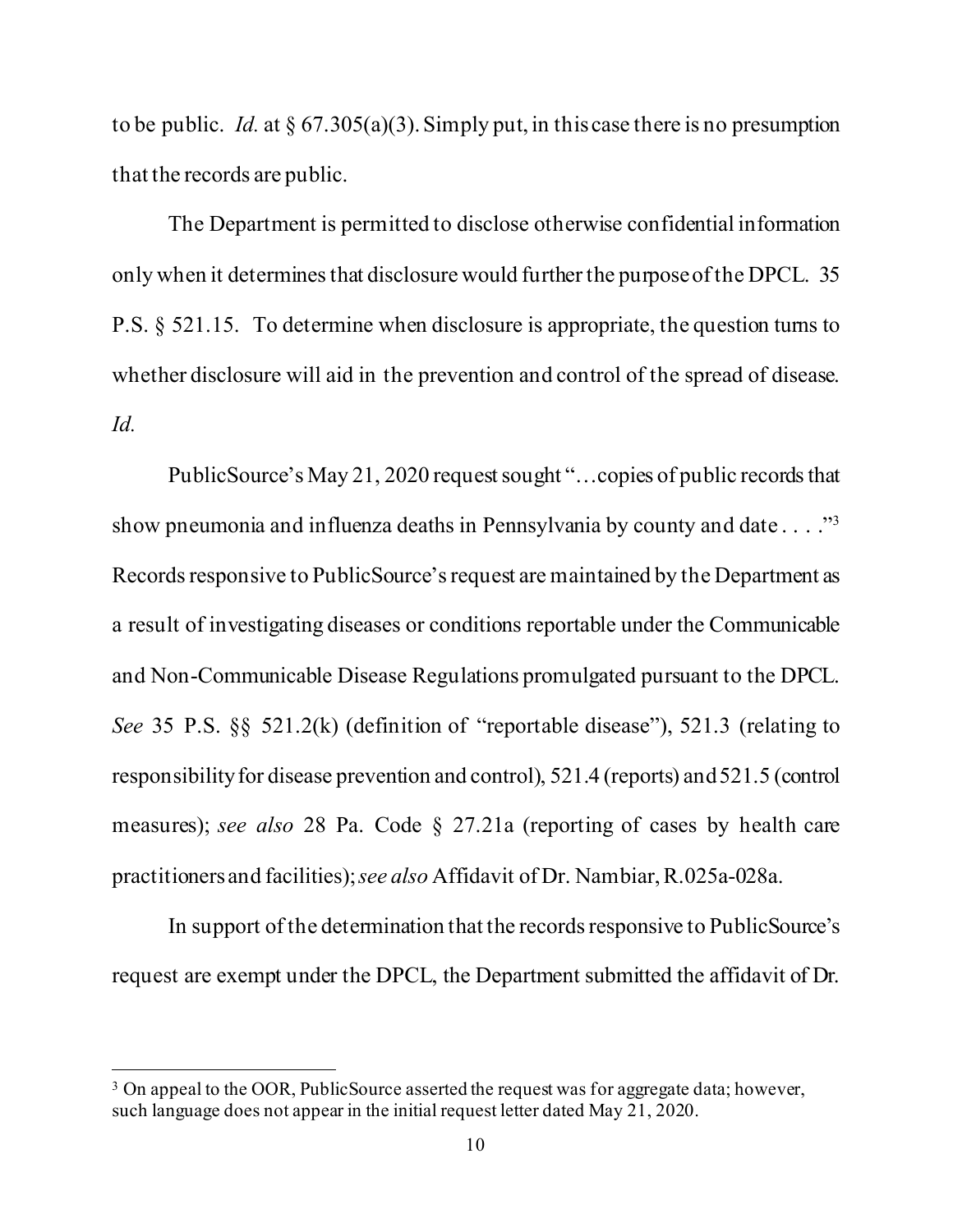to be public. *Id.* at § 67.305(a)(3). Simply put, in this case there is no presumption that the records are public.

The Department is permitted to disclose otherwise confidential information only when it determines that disclosure would further the purpose of the DPCL. 35 P.S. § 521.15. To determine when disclosure is appropriate, the question turns to whether disclosure will aid in the prevention and control of the spread of disease. *Id.*

PublicSource's May 21, 2020 request sought "…copies of public records that show pneumonia and influenza deaths in Pennsylvania by county and date . . . ."[3] Records responsive to PublicSource's request are maintained by the Department as a result of investigating diseases or conditions reportable under the Communicable and Non-Communicable Disease Regulations promulgated pursuant to the DPCL. *See* 35 P.S. §§ 521.2(k) (definition of "reportable disease"), 521.3 (relating to responsibility for disease prevention and control), 521.4 (reports) and 521.5 (control measures); *see also* 28 Pa. Code § 27.21a (reporting of cases by health care practitioners and facilities); *see also* Affidavit of Dr. Nambiar, R.025a-028a.

In support of the determination that the records responsive to PublicSource's request are exempt under the DPCL, the Department submitted the affidavit of Dr.

---

[3] On appeal to the OOR, PublicSource asserted the request was for aggregate data; however, such language does not appear in the initial request letter dated May 21, 2020.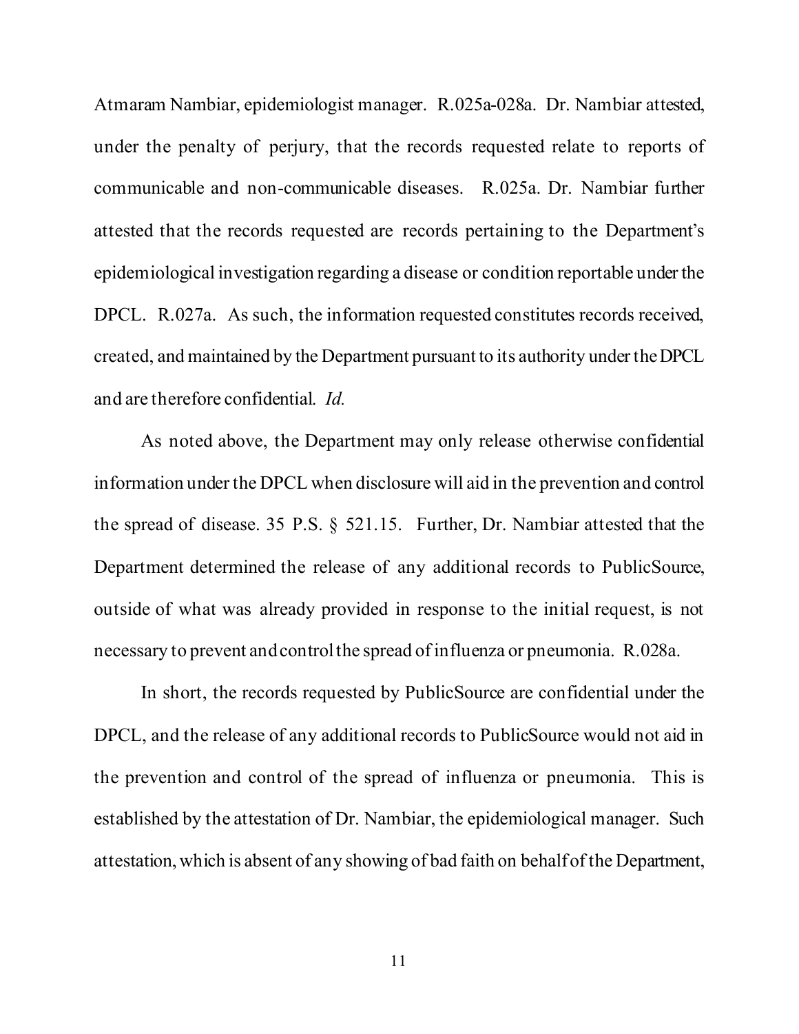Atmaram Nambiar, epidemiologist manager. R.025a-028a. Dr. Nambiar attested, under the penalty of perjury, that the records requested relate to reports of communicable and non-communicable diseases. R.025a. Dr. Nambiar further attested that the records requested are records pertaining to the Department's epidemiological investigation regarding a disease or condition reportable under the DPCL. R.027a. As such, the information requested constitutes records received, created, and maintained by the Department pursuant to its authority under the DPCL and are therefore confidential. *Id.*

As noted above, the Department may only release otherwise confidential information under the DPCL when disclosure will aid in the prevention and control the spread of disease. 35 P.S. § 521.15. Further, Dr. Nambiar attested that the Department determined the release of any additional records to PublicSource, outside of what was already provided in response to the initial request, is not necessary to prevent and control the spread of influenza or pneumonia. R.028a.

In short, the records requested by PublicSource are confidential under the DPCL, and the release of any additional records to PublicSource would not aid in the prevention and control of the spread of influenza or pneumonia. This is established by the attestation of Dr. Nambiar, the epidemiological manager. Such attestation, which is absent of any showing of bad faith on behalf of the Department,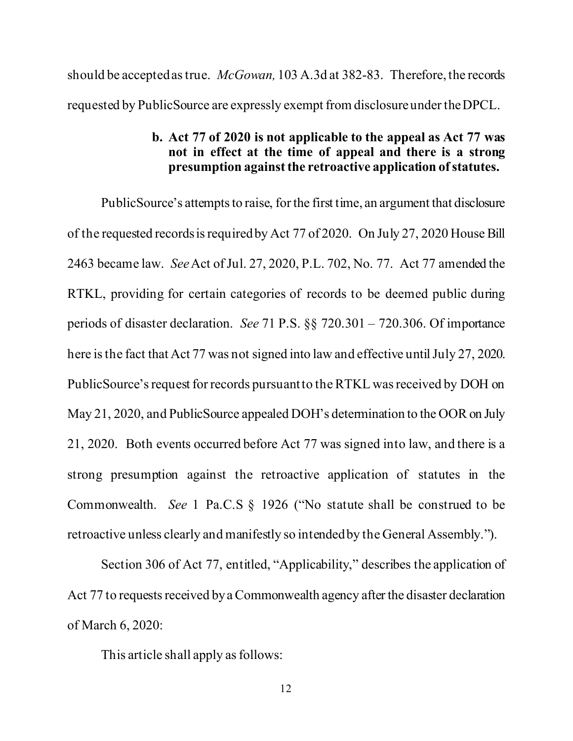should be accepted as true. *McGowan,* 103 A.3d at 382-83. Therefore, the records requested by PublicSource are expressly exempt from disclosure under the DPCL.

**b. Act 77 of 2020 is not applicable to the appeal as Act 77 was not in effect at the time of appeal and there is a strong presumption against the retroactive application of statutes.**

PublicSource's attempts to raise, for the first time, an argument that disclosure of the requested records is required by Act 77 of 2020. On July 27, 2020 House Bill 2463 became law. *See* Act of Jul. 27, 2020, P.L. 702, No. 77. Act 77 amended the RTKL, providing for certain categories of records to be deemed public during periods of disaster declaration. *See* 71 P.S. §§ 720.301 – 720.306. Of importance here is the fact that Act 77 was not signed into law and effective until July 27, 2020. PublicSource's request for records pursuant to the RTKL was received by DOH on May 21, 2020, and PublicSource appealed DOH's determination to the OOR on July 21, 2020. Both events occurred before Act 77 was signed into law, and there is a strong presumption against the retroactive application of statutes in the Commonwealth. *See* 1 Pa.C.S § 1926 ("No statute shall be construed to be retroactive unless clearly and manifestly so intended by the General Assembly.").

Section 306 of Act 77, entitled, "Applicability," describes the application of Act 77 to requests received by a Commonwealth agency after the disaster declaration of March 6, 2020:

This article shall apply as follows: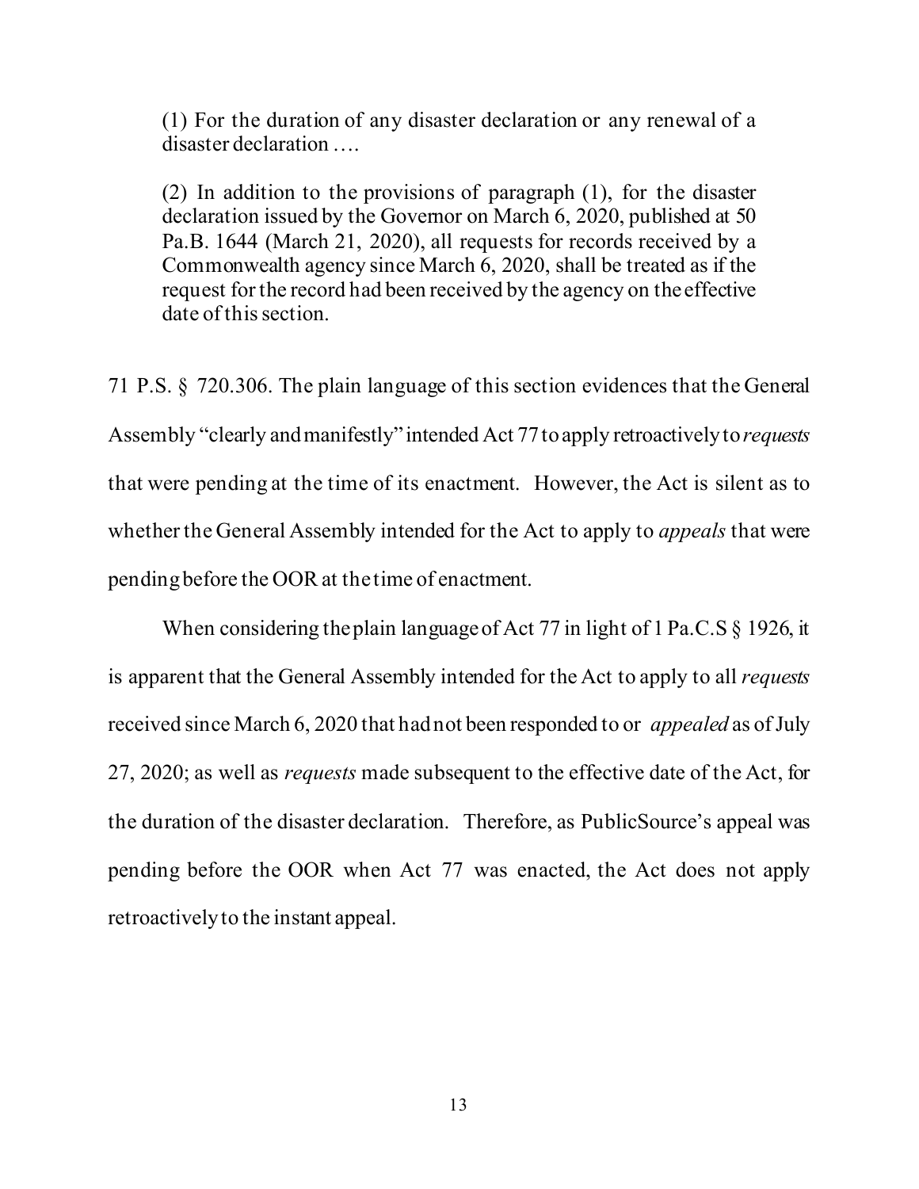> (1) For the duration of any disaster declaration or any renewal of a disaster declaration ….
>
> (2) In addition to the provisions of paragraph (1), for the disaster declaration issued by the Governor on March 6, 2020, published at 50 Pa.B. 1644 (March 21, 2020), all requests for records received by a Commonwealth agency since March 6, 2020, shall be treated as if the request for the record had been received by the agency on the effective date of this section.

71 P.S. § 720.306. The plain language of this section evidences that the General Assembly "clearly and manifestly" intended Act 77 to apply retroactively to *requests* that were pending at the time of its enactment. However, the Act is silent as to whether the General Assembly intended for the Act to apply to *appeals* that were pending before the OOR at the time of enactment.

When considering the plain language of Act 77 in light of 1 Pa.C.S § 1926, it is apparent that the General Assembly intended for the Act to apply to all *requests* received since March 6, 2020 that had not been responded to or *appealed* as of July 27, 2020; as well as *requests* made subsequent to the effective date of the Act, for the duration of the disaster declaration. Therefore, as PublicSource's appeal was pending before the OOR when Act 77 was enacted, the Act does not apply retroactively to the instant appeal.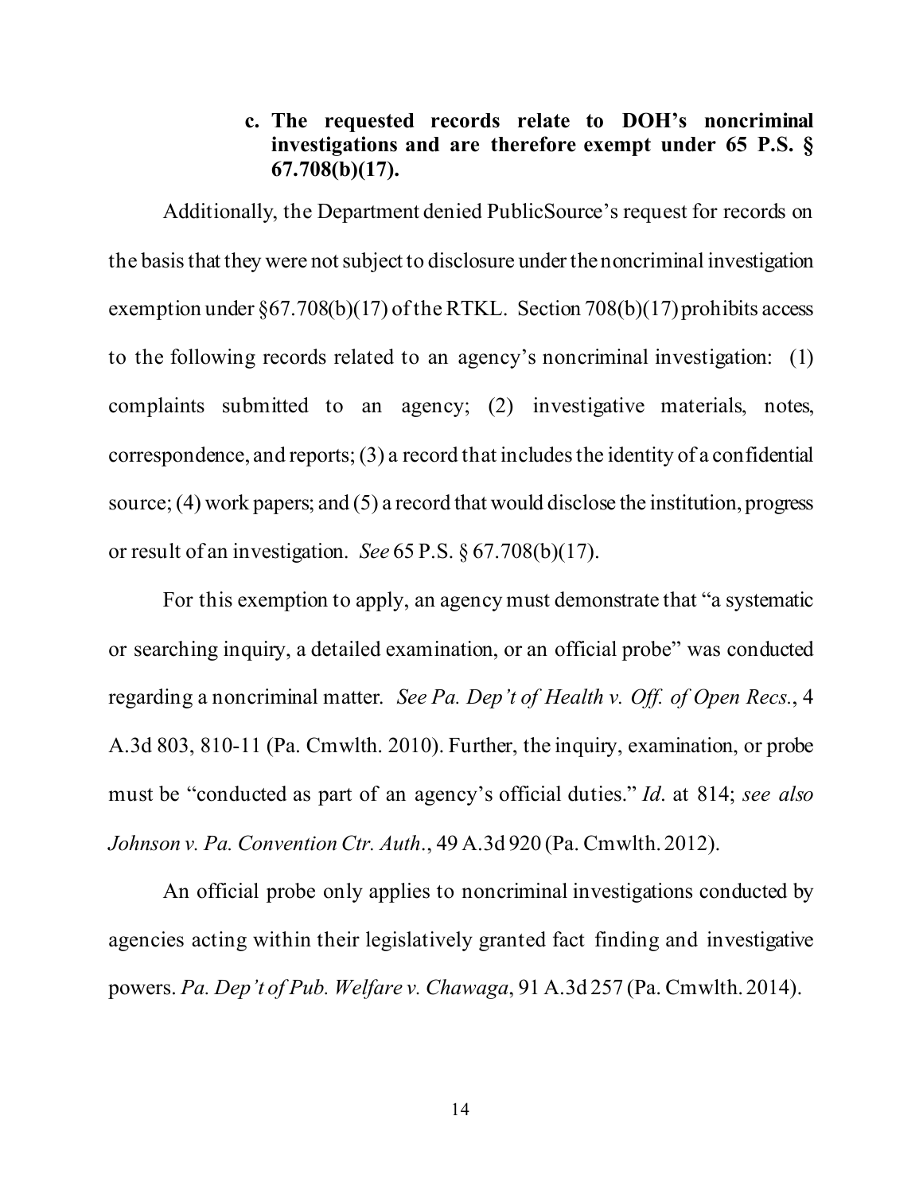**c. The requested records relate to DOH's noncriminal investigations and are therefore exempt under 65 P.S. § 67.708(b)(17).**

Additionally, the Department denied PublicSource's request for records on the basis that they were not subject to disclosure under the noncriminal investigation exemption under §67.708(b)(17) of the RTKL. Section 708(b)(17) prohibits access to the following records related to an agency's noncriminal investigation: (1) complaints submitted to an agency; (2) investigative materials, notes, correspondence, and reports; (3) a record that includes the identity of a confidential source; (4) work papers; and (5) a record that would disclose the institution, progress or result of an investigation. *See* 65 P.S. § 67.708(b)(17).

For this exemption to apply, an agency must demonstrate that "a systematic or searching inquiry, a detailed examination, or an official probe" was conducted regarding a noncriminal matter. *See Pa. Dep't of Health v. Off. of Open Recs.*, 4 A.3d 803, 810-11 (Pa. Cmwlth. 2010). Further, the inquiry, examination, or probe must be "conducted as part of an agency's official duties." *Id*. at 814; *see also Johnson v. Pa. Convention Ctr. Auth*., 49 A.3d 920 (Pa. Cmwlth. 2012).

An official probe only applies to noncriminal investigations conducted by agencies acting within their legislatively granted fact finding and investigative powers. *Pa. Dep't of Pub. Welfare v. Chawaga*, 91 A.3d 257 (Pa. Cmwlth. 2014).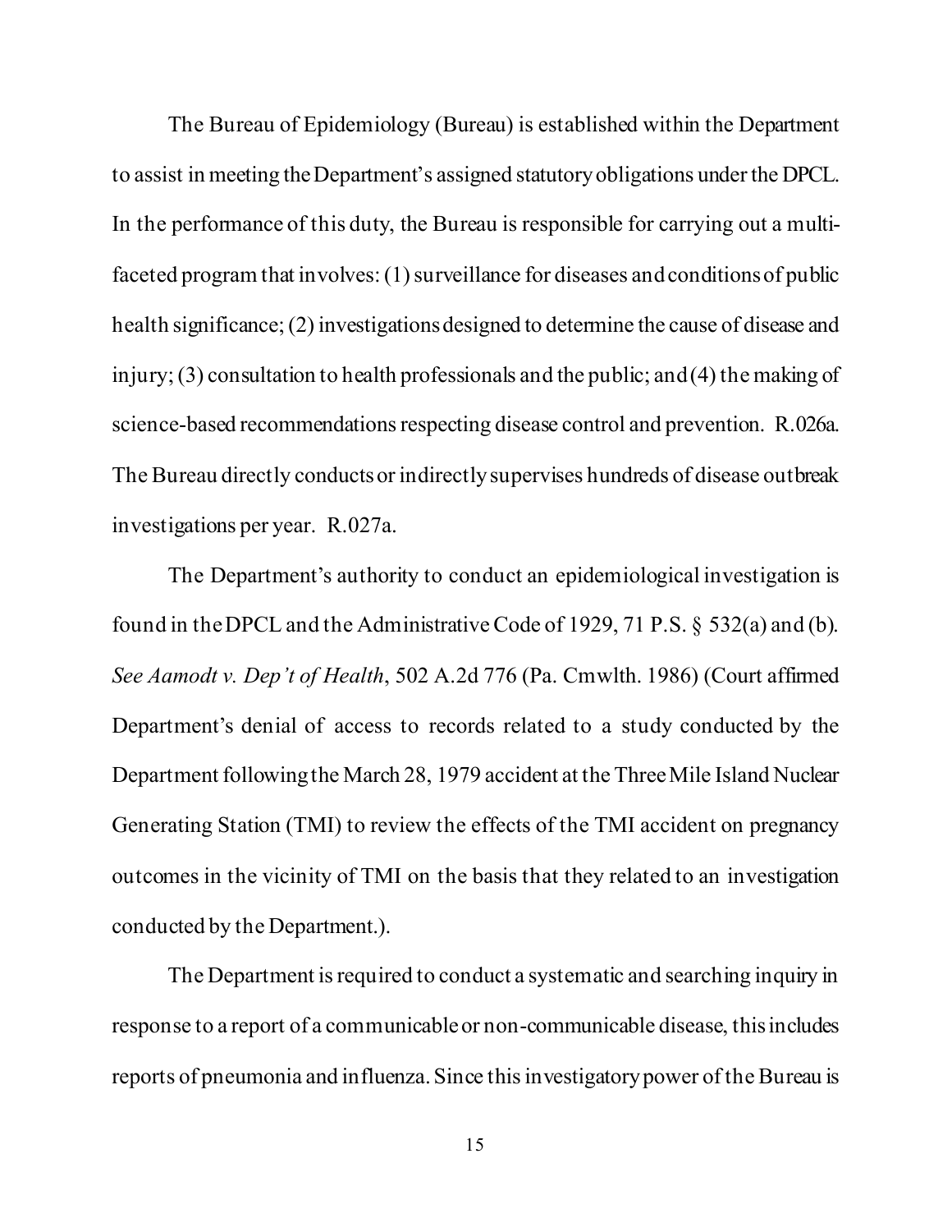The Bureau of Epidemiology (Bureau) is established within the Department to assist in meeting the Department's assigned statutory obligations under the DPCL. In the performance of this duty, the Bureau is responsible for carrying out a multi-faceted program that involves: (1) surveillance for diseases and conditions of public health significance; (2) investigations designed to determine the cause of disease and injury; (3) consultation to health professionals and the public; and (4) the making of science-based recommendations respecting disease control and prevention. R.026a. The Bureau directly conducts or indirectly supervises hundreds of disease outbreak investigations per year. R.027a.

The Department's authority to conduct an epidemiological investigation is found in the DPCL and the Administrative Code of 1929, 71 P.S. § 532(a) and (b). *See Aamodt v. Dep't of Health*, 502 A.2d 776 (Pa. Cmwlth. 1986) (Court affirmed Department's denial of access to records related to a study conducted by the Department following the March 28, 1979 accident at the Three Mile Island Nuclear Generating Station (TMI) to review the effects of the TMI accident on pregnancy outcomes in the vicinity of TMI on the basis that they related to an investigation conducted by the Department.).

The Department is required to conduct a systematic and searching inquiry in response to a report of a communicable or non-communicable disease, this includes reports of pneumonia and influenza. Since this investigatory power of the Bureau is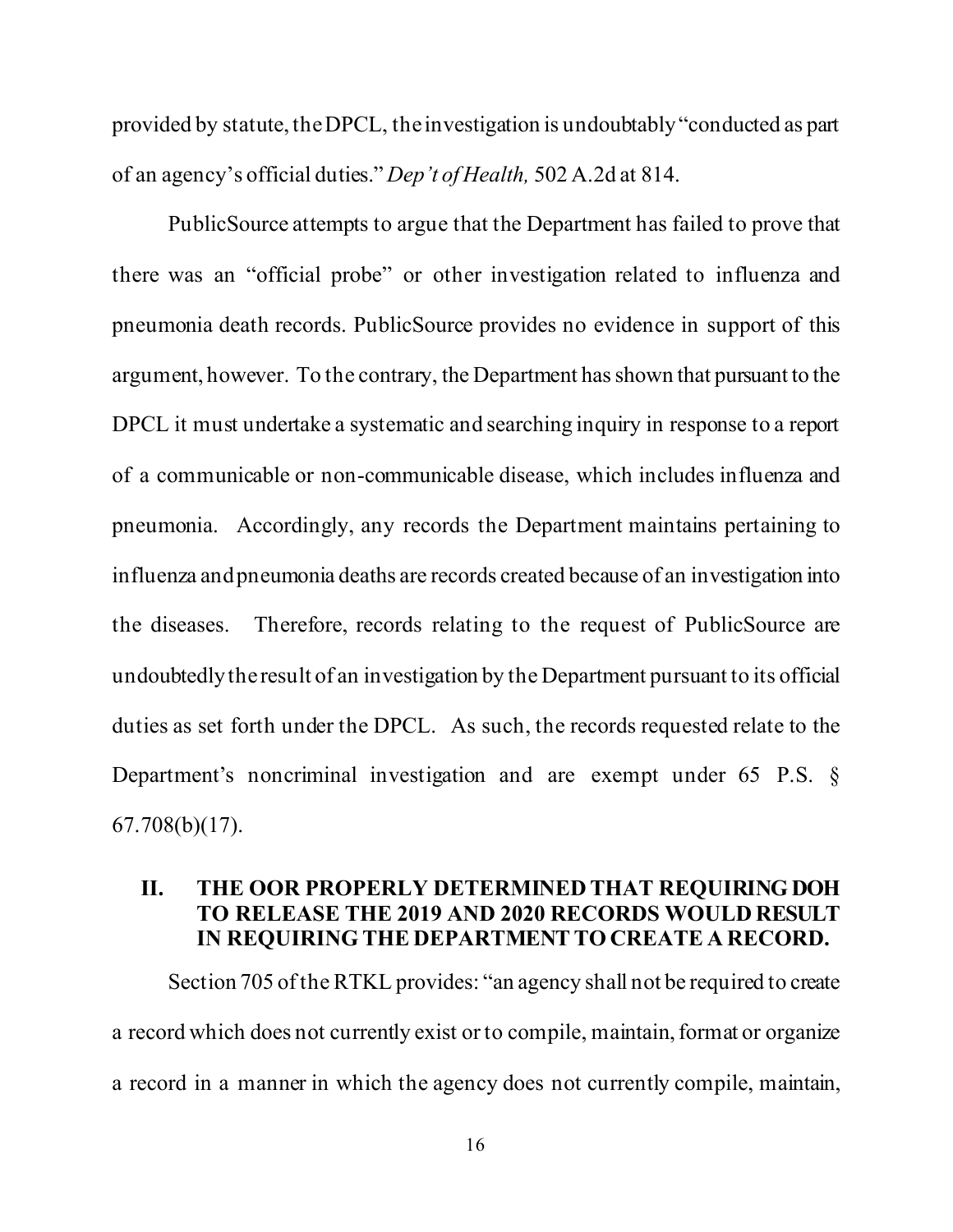provided by statute, the DPCL, the investigation is undoubtably "conducted as part of an agency's official duties." *Dep't of Health,* 502 A.2d at 814.

PublicSource attempts to argue that the Department has failed to prove that there was an "official probe" or other investigation related to influenza and pneumonia death records. PublicSource provides no evidence in support of this argument, however. To the contrary, the Department has shown that pursuant to the DPCL it must undertake a systematic and searching inquiry in response to a report of a communicable or non-communicable disease, which includes influenza and pneumonia. Accordingly, any records the Department maintains pertaining to influenza and pneumonia deaths are records created because of an investigation into the diseases. Therefore, records relating to the request of PublicSource are undoubtedly the result of an investigation by the Department pursuant to its official duties as set forth under the DPCL. As such, the records requested relate to the Department's noncriminal investigation and are exempt under 65 P.S. § 67.708(b)(17).

## II. THE OOR PROPERLY DETERMINED THAT REQUIRING DOH TO RELEASE THE 2019 AND 2020 RECORDS WOULD RESULT IN REQUIRING THE DEPARTMENT TO CREATE A RECORD.

Section 705 of the RTKL provides: "an agency shall not be required to create a record which does not currently exist or to compile, maintain, format or organize a record in a manner in which the agency does not currently compile, maintain,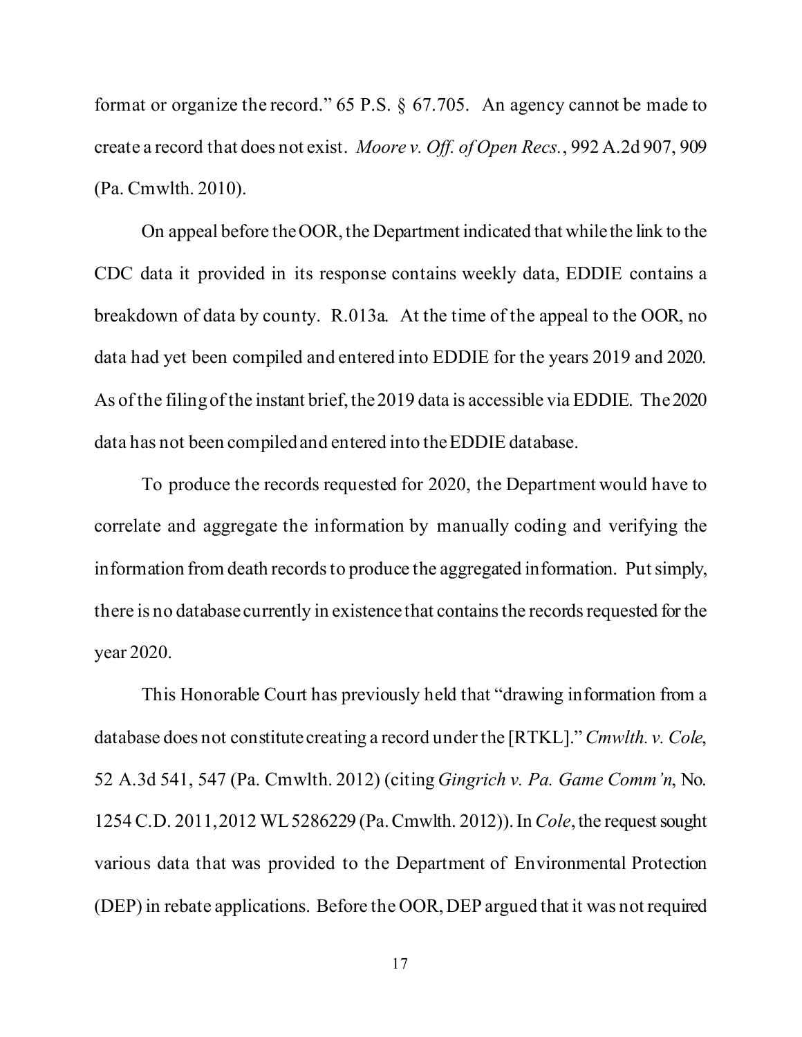format or organize the record." 65 P.S. § 67.705. An agency cannot be made to create a record that does not exist. *Moore v. Off. of Open Recs.*, 992 A.2d 907, 909 (Pa. Cmwlth. 2010).

On appeal before the OOR, the Department indicated that while the link to the CDC data it provided in its response contains weekly data, EDDIE contains a breakdown of data by county. R.013a. At the time of the appeal to the OOR, no data had yet been compiled and entered into EDDIE for the years 2019 and 2020. As of the filing of the instant brief, the 2019 data is accessible via EDDIE. The 2020 data has not been compiled and entered into the EDDIE database.

To produce the records requested for 2020, the Department would have to correlate and aggregate the information by manually coding and verifying the information from death records to produce the aggregated information. Put simply, there is no database currently in existence that contains the records requested for the year 2020.

This Honorable Court has previously held that "drawing information from a database does not constitute creating a record under the [RTKL]." *Cmwlth. v. Cole*, 52 A.3d 541, 547 (Pa. Cmwlth. 2012) (citing *Gingrich v. Pa. Game Comm'n*, No. 1254 C.D. 2011, 2012 WL 5286229 (Pa. Cmwlth. 2012)). In *Cole*, the request sought various data that was provided to the Department of Environmental Protection (DEP) in rebate applications. Before the OOR, DEP argued that it was not required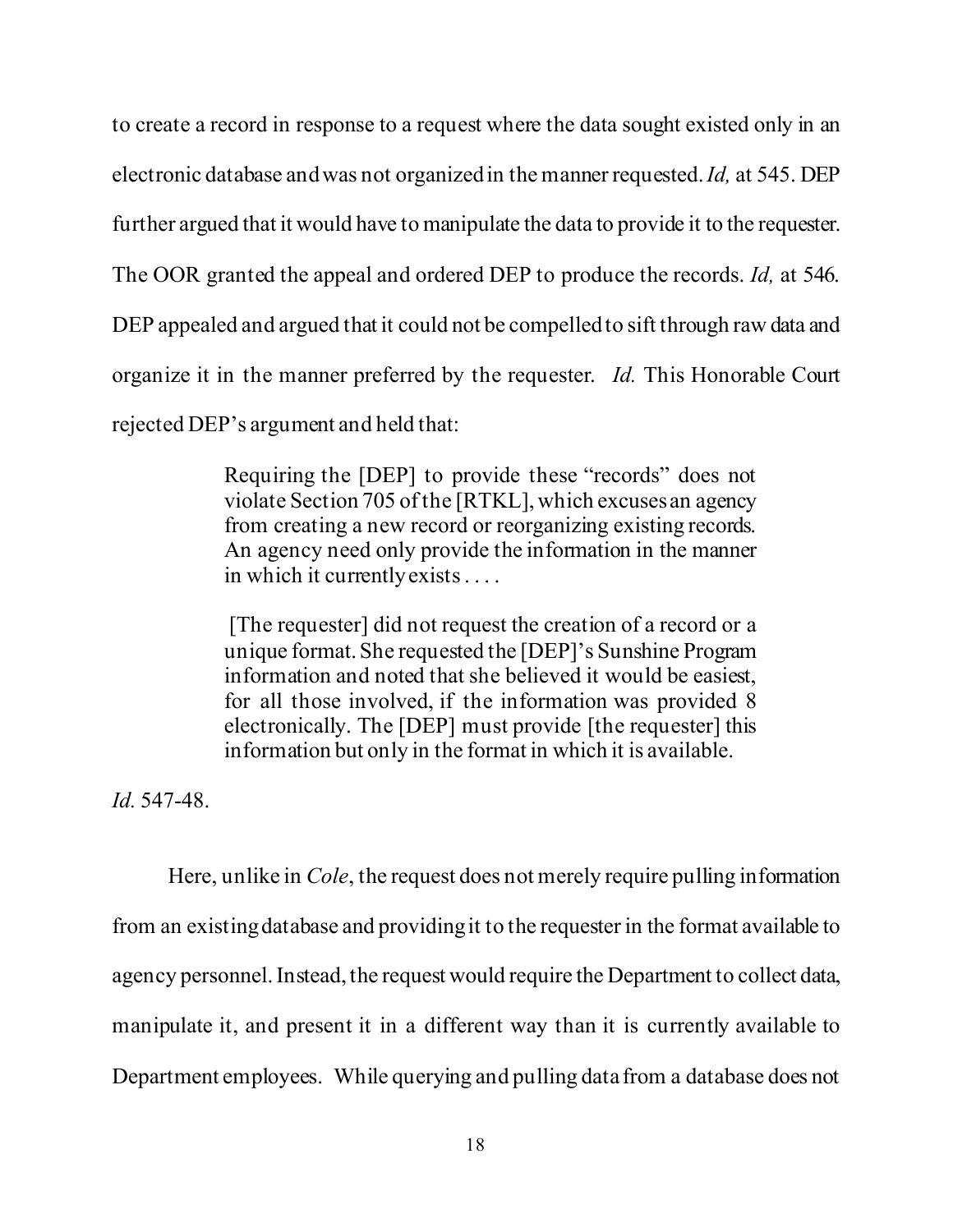to create a record in response to a request where the data sought existed only in an electronic database and was not organized in the manner requested. *Id,* at 545. DEP further argued that it would have to manipulate the data to provide it to the requester. The OOR granted the appeal and ordered DEP to produce the records. *Id,* at 546. DEP appealed and argued that it could not be compelled to sift through raw data and organize it in the manner preferred by the requester. *Id.* This Honorable Court rejected DEP's argument and held that:

> Requiring the [DEP] to provide these "records" does not violate Section 705 of the [RTKL], which excuses an agency from creating a new record or reorganizing existing records. An agency need only provide the information in the manner in which it currently exists . . . .
>
> [The requester] did not request the creation of a record or a unique format. She requested the [DEP]'s Sunshine Program information and noted that she believed it would be easiest, for all those involved, if the information was provided 8 electronically. The [DEP] must provide [the requester] this information but only in the format in which it is available.

*Id.* 547-48.

Here, unlike in *Cole*, the request does not merely require pulling information from an existing database and providing it to the requester in the format available to agency personnel. Instead, the request would require the Department to collect data, manipulate it, and present it in a different way than it is currently available to Department employees. While querying and pulling data from a database does not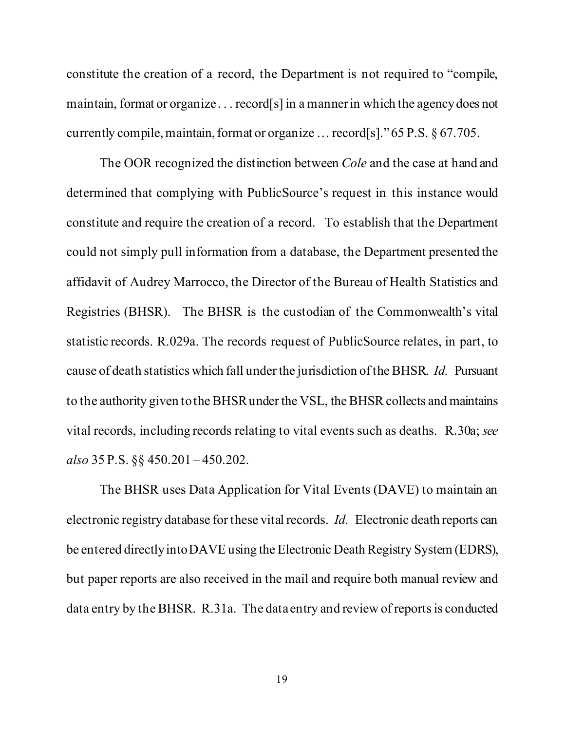constitute the creation of a record, the Department is not required to "compile, maintain, format or organize . . . record[s] in a manner in which the agency does not currently compile, maintain, format or organize … record[s]." 65 P.S. § 67.705.

The OOR recognized the distinction between *Cole* and the case at hand and determined that complying with PublicSource's request in this instance would constitute and require the creation of a record. To establish that the Department could not simply pull information from a database, the Department presented the affidavit of Audrey Marrocco, the Director of the Bureau of Health Statistics and Registries (BHSR). The BHSR is the custodian of the Commonwealth's vital statistic records. R.029a. The records request of PublicSource relates, in part, to cause of death statistics which fall under the jurisdiction of the BHSR. *Id.* Pursuant to the authority given to the BHSR under the VSL, the BHSR collects and maintains vital records, including records relating to vital events such as deaths. R.30a; *see also* 35 P.S. §§ 450.201 – 450.202.

The BHSR uses Data Application for Vital Events (DAVE) to maintain an electronic registry database for these vital records. *Id.* Electronic death reports can be entered directly into DAVE using the Electronic Death Registry System (EDRS), but paper reports are also received in the mail and require both manual review and data entry by the BHSR. R.31a. The data entry and review of reports is conducted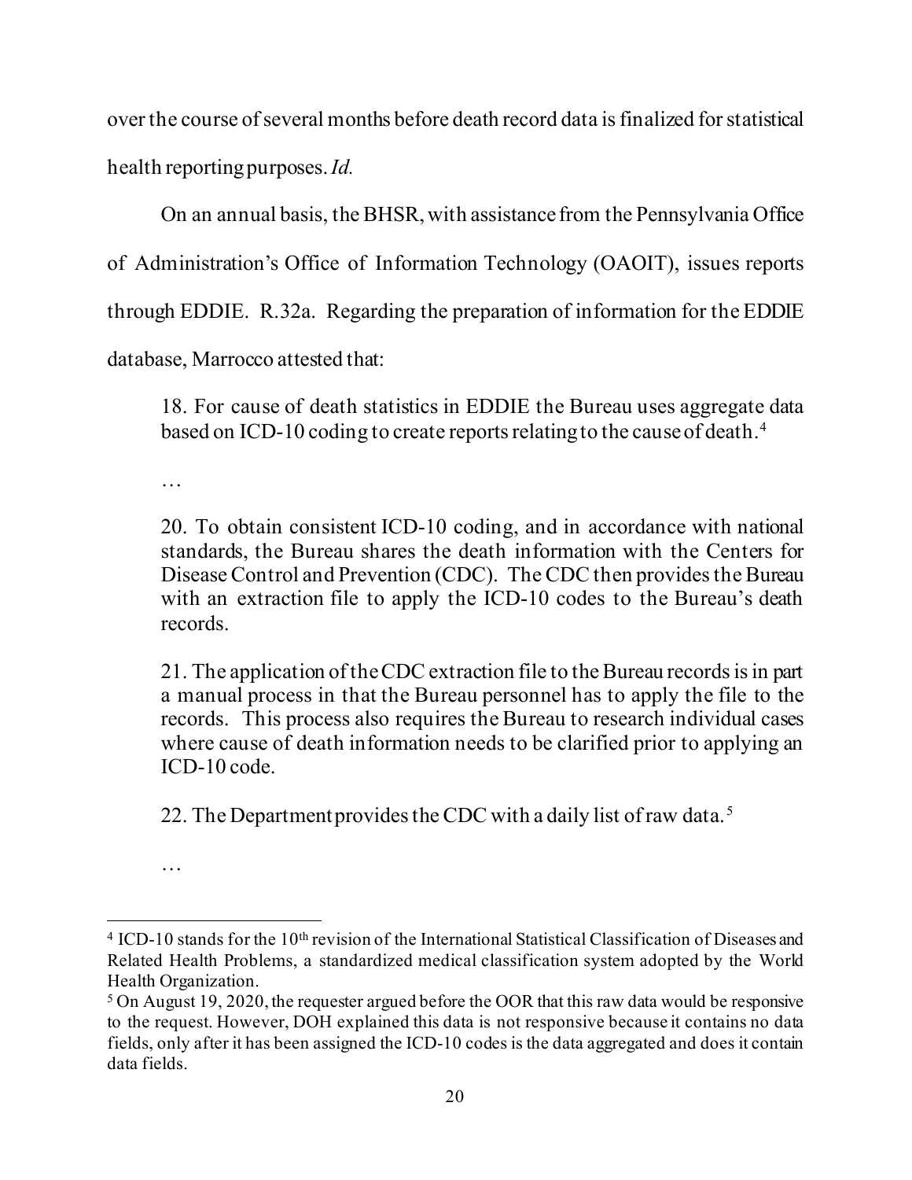over the course of several months before death record data is finalized for statistical health reporting purposes. *Id.*

On an annual basis, the BHSR, with assistance from the Pennsylvania Office of Administration's Office of Information Technology (OAOIT), issues reports through EDDIE. R.32a. Regarding the preparation of information for the EDDIE database, Marrocco attested that:

> 18. For cause of death statistics in EDDIE the Bureau uses aggregate data based on ICD-10 coding to create reports relating to the cause of death.[4]
>
> …
>
> 20. To obtain consistent ICD-10 coding, and in accordance with national standards, the Bureau shares the death information with the Centers for Disease Control and Prevention (CDC). The CDC then provides the Bureau with an extraction file to apply the ICD-10 codes to the Bureau's death records.
>
> 21. The application of the CDC extraction file to the Bureau records is in part a manual process in that the Bureau personnel has to apply the file to the records. This process also requires the Bureau to research individual cases where cause of death information needs to be clarified prior to applying an ICD-10 code.
>
> 22. The Department provides the CDC with a daily list of raw data.[5]
>
> …

---

[4] ICD-10 stands for the 10th revision of the International Statistical Classification of Diseases and Related Health Problems, a standardized medical classification system adopted by the World Health Organization.

[5] On August 19, 2020, the requester argued before the OOR that this raw data would be responsive to the request. However, DOH explained this data is not responsive because it contains no data fields, only after it has been assigned the ICD-10 codes is the data aggregated and does it contain data fields.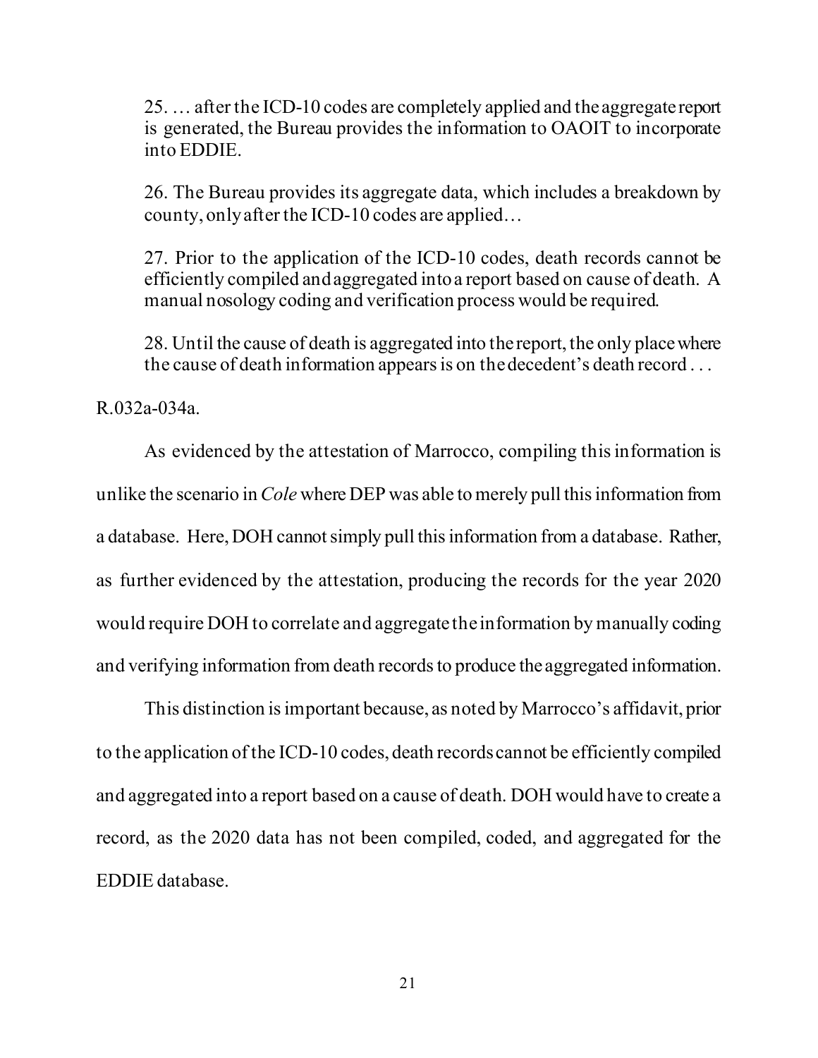> 25. … after the ICD-10 codes are completely applied and the aggregate report is generated, the Bureau provides the information to OAOIT to incorporate into EDDIE.
>
> 26. The Bureau provides its aggregate data, which includes a breakdown by county, only after the ICD-10 codes are applied…
>
> 27. Prior to the application of the ICD-10 codes, death records cannot be efficiently compiled and aggregated into a report based on cause of death. A manual nosology coding and verification process would be required.
>
> 28. Until the cause of death is aggregated into the report, the only place where the cause of death information appears is on the decedent's death record . . .

R.032a-034a.

As evidenced by the attestation of Marrocco, compiling this information is unlike the scenario in *Cole* where DEP was able to merely pull this information from a database. Here, DOH cannot simply pull this information from a database. Rather, as further evidenced by the attestation, producing the records for the year 2020 would require DOH to correlate and aggregate the information by manually coding and verifying information from death records to produce the aggregated information.

This distinction is important because, as noted by Marrocco's affidavit, prior to the application of the ICD-10 codes, death records cannot be efficiently compiled and aggregated into a report based on a cause of death. DOH would have to create a record, as the 2020 data has not been compiled, coded, and aggregated for the EDDIE database.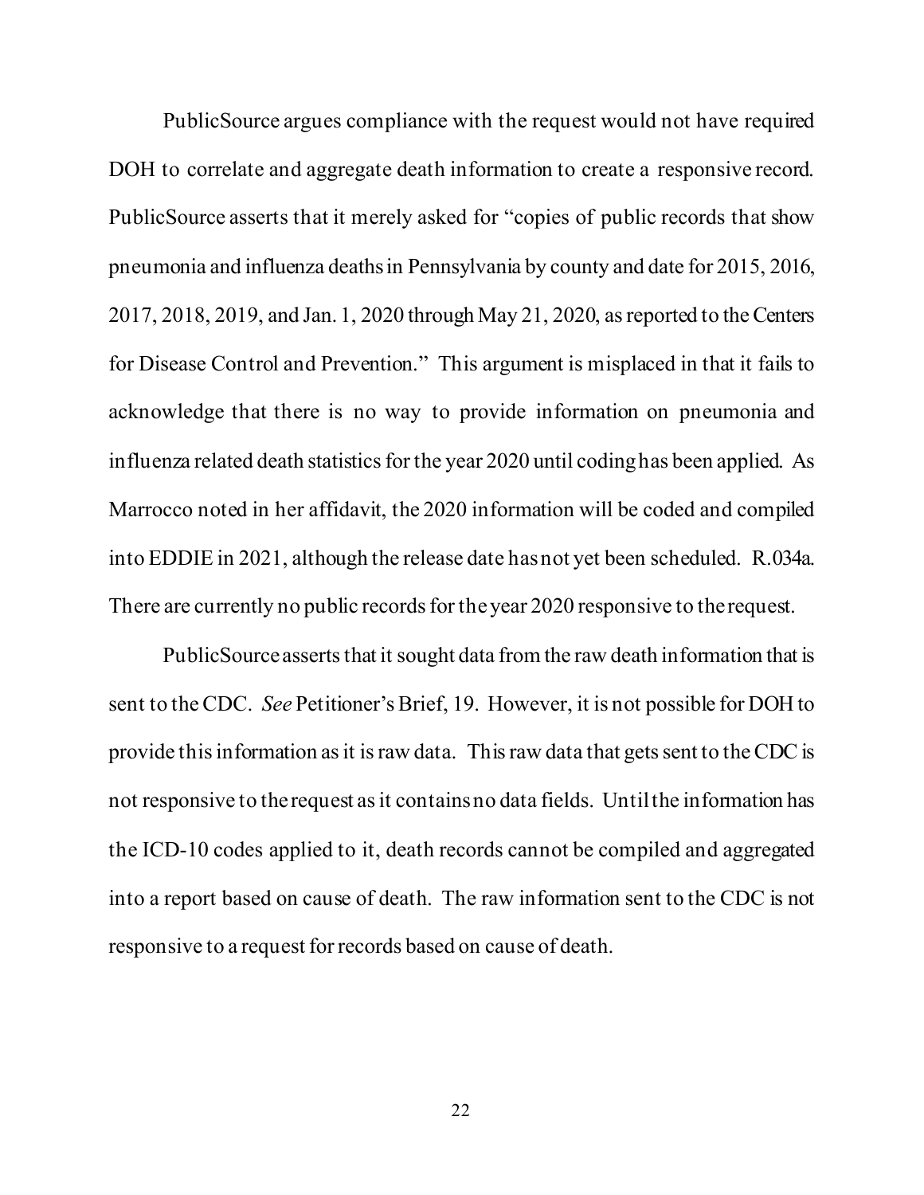PublicSource argues compliance with the request would not have required DOH to correlate and aggregate death information to create a responsive record. PublicSource asserts that it merely asked for "copies of public records that show pneumonia and influenza deaths in Pennsylvania by county and date for 2015, 2016, 2017, 2018, 2019, and Jan. 1, 2020 through May 21, 2020, as reported to the Centers for Disease Control and Prevention." This argument is misplaced in that it fails to acknowledge that there is no way to provide information on pneumonia and influenza related death statistics for the year 2020 until coding has been applied. As Marrocco noted in her affidavit, the 2020 information will be coded and compiled into EDDIE in 2021, although the release date has not yet been scheduled. R.034a. There are currently no public records for the year 2020 responsive to the request.

PublicSource asserts that it sought data from the raw death information that is sent to the CDC. *See* Petitioner's Brief, 19. However, it is not possible for DOH to provide this information as it is raw data. This raw data that gets sent to the CDC is not responsive to the request as it contains no data fields. Until the information has the ICD-10 codes applied to it, death records cannot be compiled and aggregated into a report based on cause of death. The raw information sent to the CDC is not responsive to a request for records based on cause of death.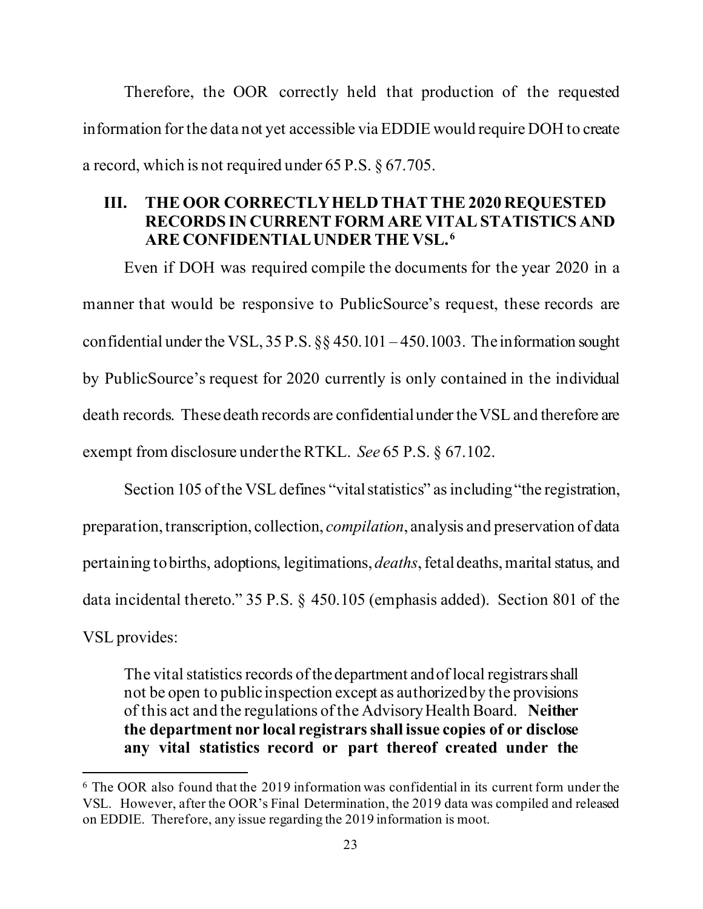Therefore, the OOR correctly held that production of the requested information for the data not yet accessible via EDDIE would require DOH to create a record, which is not required under 65 P.S. § 67.705.

### III. THE OOR CORRECTLY HELD THAT THE 2020 REQUESTED RECORDS IN CURRENT FORM ARE VITAL STATISTICS AND ARE CONFIDENTIAL UNDER THE VSL.[6]

Even if DOH was required compile the documents for the year 2020 in a manner that would be responsive to PublicSource's request, these records are confidential under the VSL, 35 P.S. §§ 450.101 – 450.1003. The information sought by PublicSource's request for 2020 currently is only contained in the individual death records. These death records are confidential under the VSL and therefore are exempt from disclosure under the RTKL. *See* 65 P.S. § 67.102.

Section 105 of the VSL defines "vital statistics" as including "the registration, preparation, transcription, collection, *compilation*, analysis and preservation of data pertaining to births, adoptions, legitimations, *deaths*, fetal deaths, marital status, and data incidental thereto." 35 P.S. § 450.105 (emphasis added). Section 801 of the VSL provides:

> The vital statistics records of the department and of local registrars shall not be open to public inspection except as authorized by the provisions of this act and the regulations of the Advisory Health Board. **Neither the department nor local registrars shall issue copies of or disclose any vital statistics record or part thereof created under the**

[6] The OOR also found that the 2019 information was confidential in its current form under the VSL. However, after the OOR's Final Determination, the 2019 data was compiled and released on EDDIE. Therefore, any issue regarding the 2019 information is moot.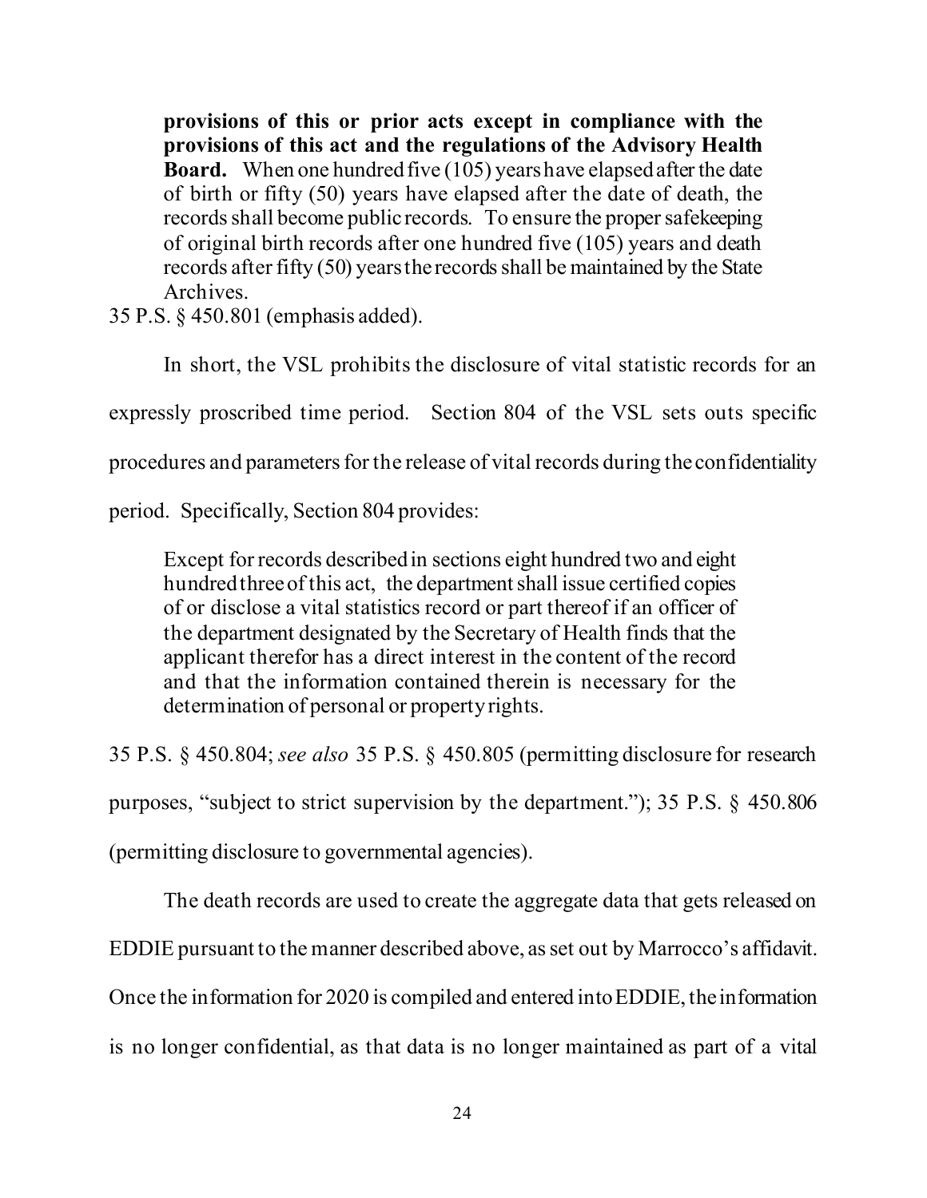> **provisions of this or prior acts except in compliance with the provisions of this act and the regulations of the Advisory Health Board.** When one hundred five (105) years have elapsed after the date of birth or fifty (50) years have elapsed after the date of death, the records shall become public records. To ensure the proper safekeeping of original birth records after one hundred five (105) years and death records after fifty (50) years the records shall be maintained by the State Archives.

35 P.S. § 450.801 (emphasis added).

In short, the VSL prohibits the disclosure of vital statistic records for an expressly proscribed time period. Section 804 of the VSL sets outs specific procedures and parameters for the release of vital records during the confidentiality period. Specifically, Section 804 provides:

> Except for records described in sections eight hundred two and eight hundred three of this act, the department shall issue certified copies of or disclose a vital statistics record or part thereof if an officer of the department designated by the Secretary of Health finds that the applicant therefor has a direct interest in the content of the record and that the information contained therein is necessary for the determination of personal or property rights.

35 P.S. § 450.804; *see also* 35 P.S. § 450.805 (permitting disclosure for research purposes, "subject to strict supervision by the department."); 35 P.S. § 450.806 (permitting disclosure to governmental agencies).

The death records are used to create the aggregate data that gets released on EDDIE pursuant to the manner described above, as set out by Marrocco's affidavit. Once the information for 2020 is compiled and entered into EDDIE, the information is no longer confidential, as that data is no longer maintained as part of a vital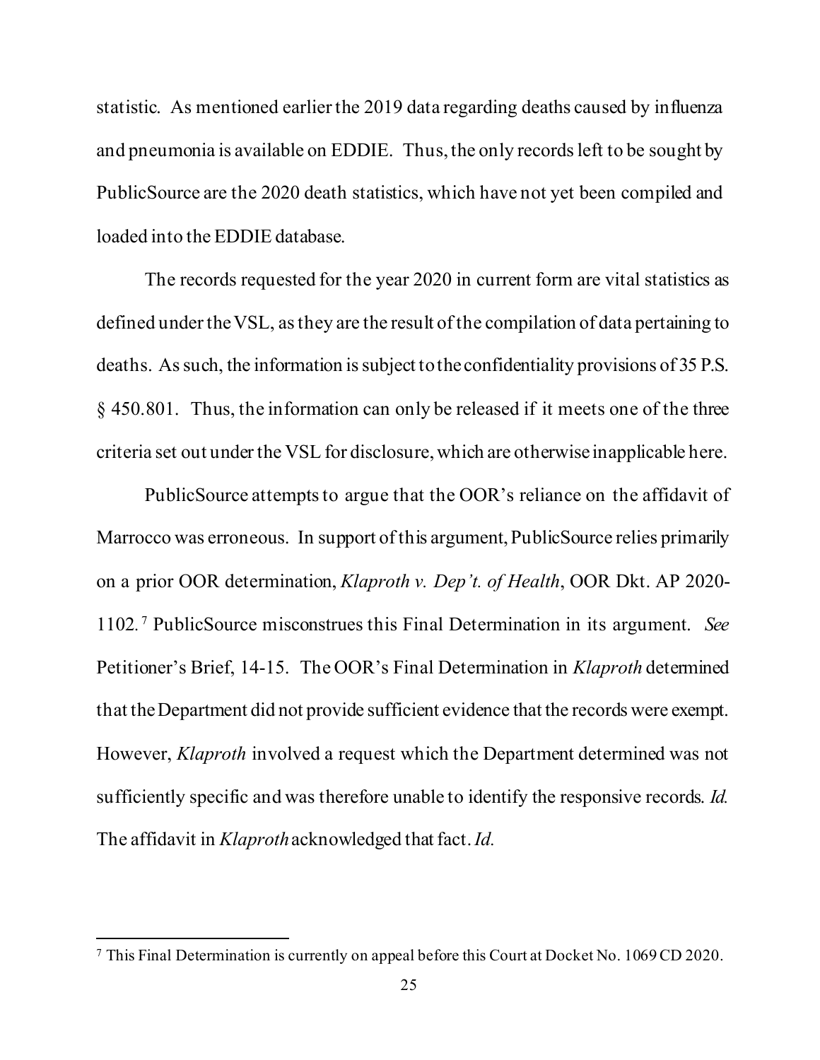statistic. As mentioned earlier the 2019 data regarding deaths caused by influenza and pneumonia is available on EDDIE. Thus, the only records left to be sought by PublicSource are the 2020 death statistics, which have not yet been compiled and loaded into the EDDIE database.

The records requested for the year 2020 in current form are vital statistics as defined under the VSL, as they are the result of the compilation of data pertaining to deaths. As such, the information is subject to the confidentiality provisions of 35 P.S. § 450.801. Thus, the information can only be released if it meets one of the three criteria set out under the VSL for disclosure, which are otherwise inapplicable here.

PublicSource attempts to argue that the OOR's reliance on the affidavit of Marrocco was erroneous. In support of this argument, PublicSource relies primarily on a prior OOR determination, *Klaproth v. Dep't. of Health*, OOR Dkt. AP 2020-1102.[7] PublicSource misconstrues this Final Determination in its argument. *See* Petitioner's Brief, 14-15. The OOR's Final Determination in *Klaproth* determined that the Department did not provide sufficient evidence that the records were exempt. However, *Klaproth* involved a request which the Department determined was not sufficiently specific and was therefore unable to identify the responsive records. *Id.* The affidavit in *Klaproth* acknowledged that fact. *Id.*

[7] This Final Determination is currently on appeal before this Court at Docket No. 1069 CD 2020.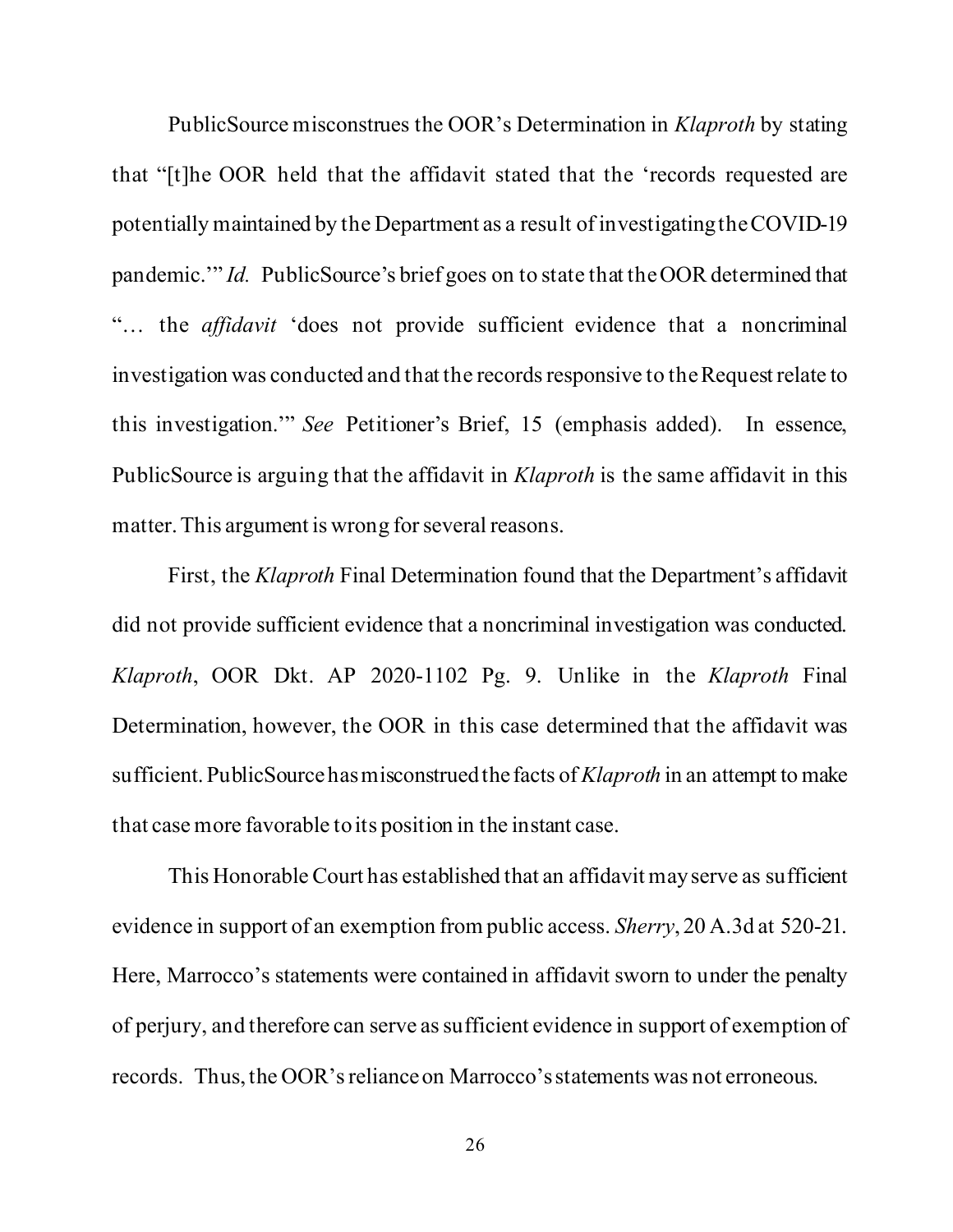PublicSource misconstrues the OOR's Determination in *Klaproth* by stating that "[t]he OOR held that the affidavit stated that the 'records requested are potentially maintained by the Department as a result of investigating the COVID-19 pandemic.'" *Id.* PublicSource's brief goes on to state that the OOR determined that "… the *affidavit* 'does not provide sufficient evidence that a noncriminal investigation was conducted and that the records responsive to the Request relate to this investigation.'" *See* Petitioner's Brief, 15 (emphasis added). In essence, PublicSource is arguing that the affidavit in *Klaproth* is the same affidavit in this matter. This argument is wrong for several reasons.

First, the *Klaproth* Final Determination found that the Department's affidavit did not provide sufficient evidence that a noncriminal investigation was conducted. *Klaproth*, OOR Dkt. AP 2020-1102 Pg. 9. Unlike in the *Klaproth* Final Determination, however, the OOR in this case determined that the affidavit was sufficient. PublicSource has misconstrued the facts of *Klaproth* in an attempt to make that case more favorable to its position in the instant case.

This Honorable Court has established that an affidavit may serve as sufficient evidence in support of an exemption from public access. *Sherry*, 20 A.3d at 520-21. Here, Marrocco's statements were contained in affidavit sworn to under the penalty of perjury, and therefore can serve as sufficient evidence in support of exemption of records. Thus, the OOR's reliance on Marrocco's statements was not erroneous.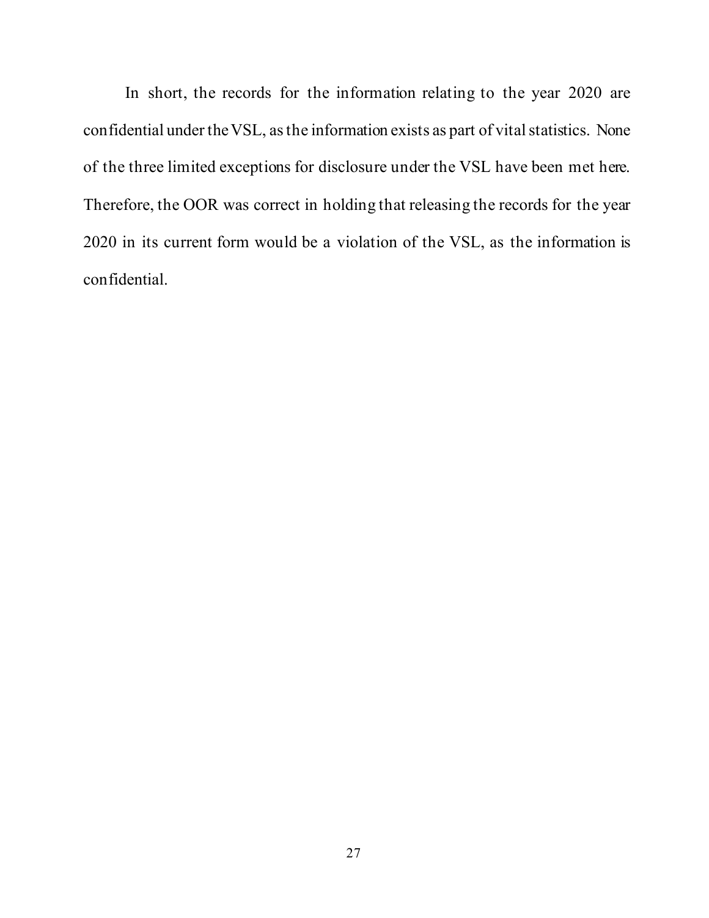In short, the records for the information relating to the year 2020 are confidential under the VSL, as the information exists as part of vital statistics. None of the three limited exceptions for disclosure under the VSL have been met here. Therefore, the OOR was correct in holding that releasing the records for the year 2020 in its current form would be a violation of the VSL, as the information is confidential.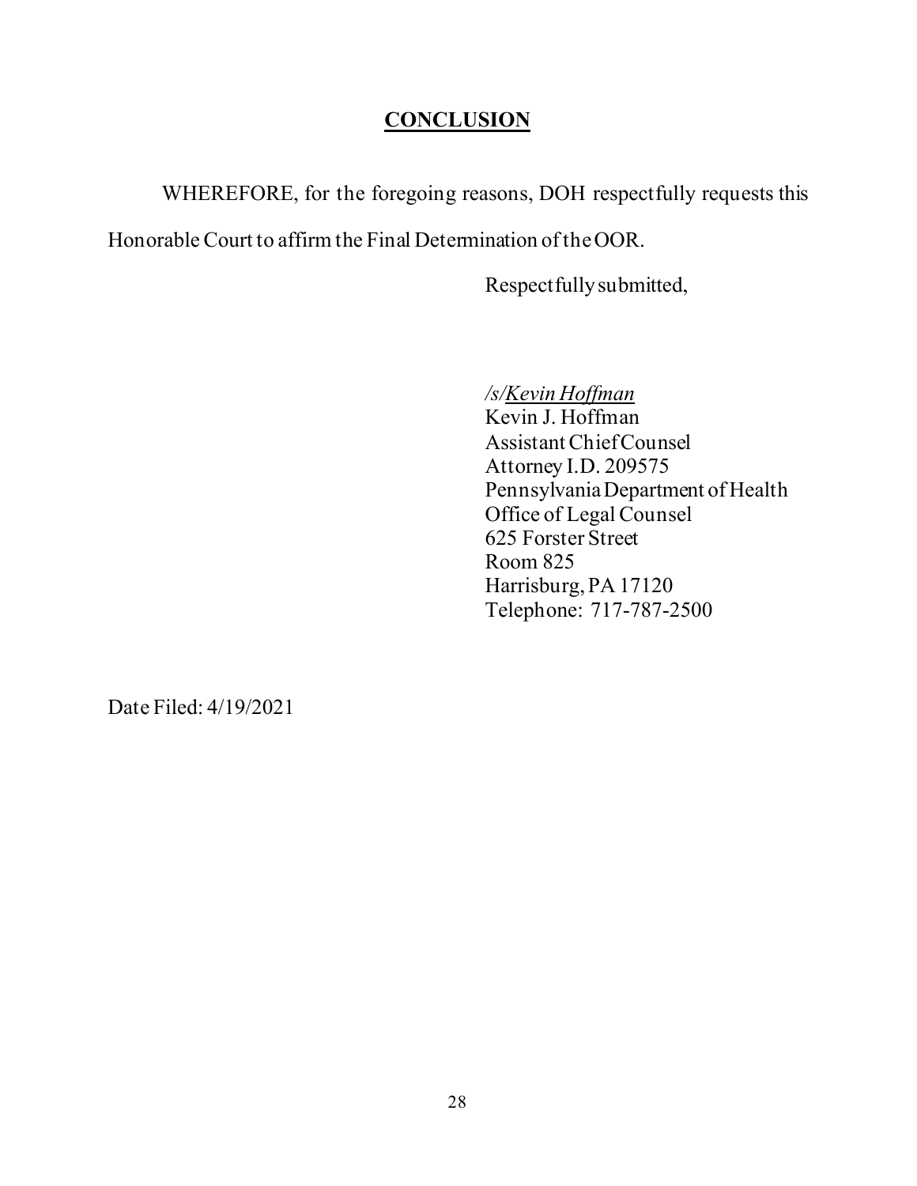## **CONCLUSION**

WHEREFORE, for the foregoing reasons, DOH respectfully requests this Honorable Court to affirm the Final Determination of the OOR.

Respectfully submitted,

*/s/Kevin Hoffman*
Kevin J. Hoffman
Assistant Chief Counsel
Attorney I.D. 209575
Pennsylvania Department of Health
Office of Legal Counsel
625 Forster Street
Room 825
Harrisburg, PA 17120
Telephone: 717-787-2500

Date Filed: 4/19/2021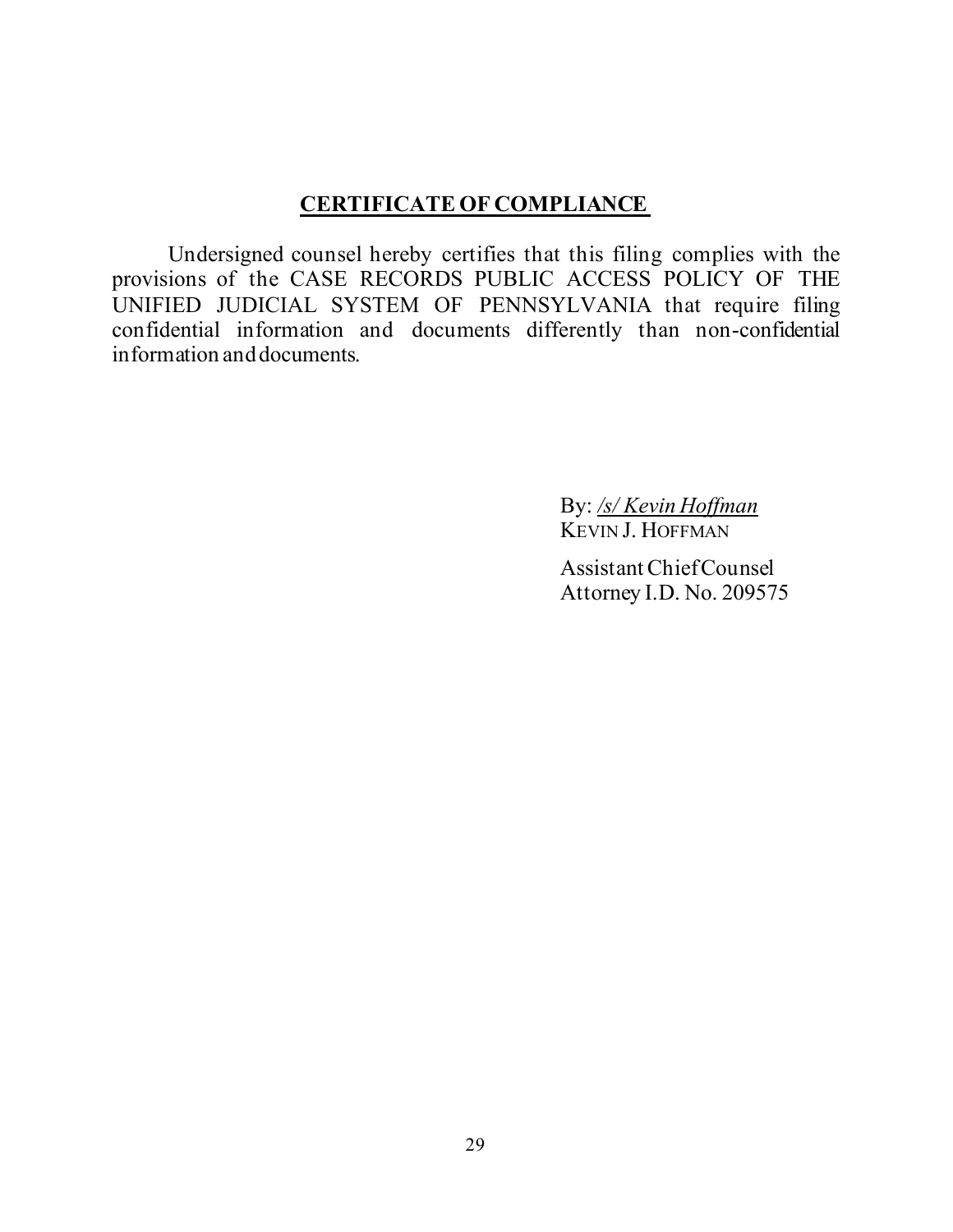## CERTIFICATE OF COMPLIANCE

Undersigned counsel hereby certifies that this filing complies with the provisions of the CASE RECORDS PUBLIC ACCESS POLICY OF THE UNIFIED JUDICIAL SYSTEM OF PENNSYLVANIA that require filing confidential information and documents differently than non-confidential information and documents.

By: */s/ Kevin Hoffman*
KEVIN J. HOFFMAN

Assistant Chief Counsel
Attorney I.D. No. 209575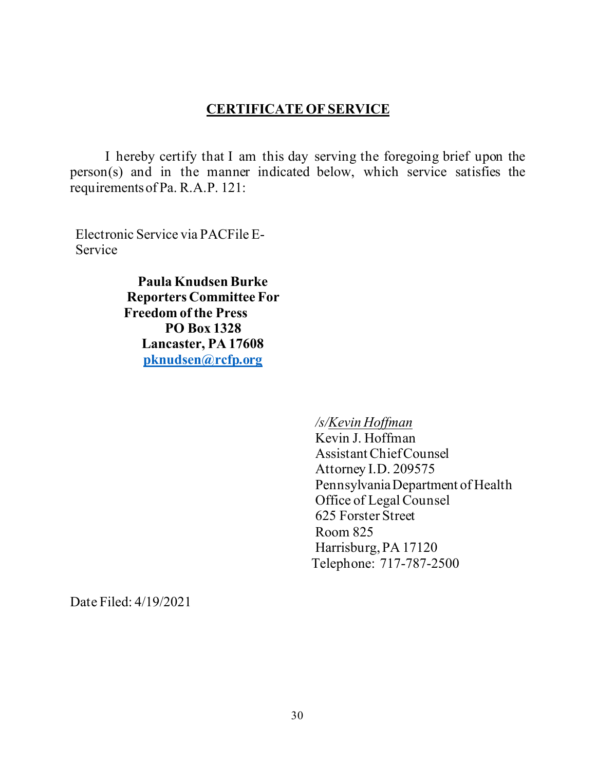## CERTIFICATE OF SERVICE

I hereby certify that I am this day serving the foregoing brief upon the person(s) and in the manner indicated below, which service satisfies the requirements of Pa. R.A.P. 121:

Electronic Service via PACFile E-Service

**Paula Knudsen Burke**
**Reporters Committee For Freedom of the Press**
**PO Box 1328**
**Lancaster, PA 17608**
**pknudsen@rcfp.org**

/s/Kevin Hoffman
Kevin J. Hoffman
Assistant Chief Counsel
Attorney I.D. 209575
Pennsylvania Department of Health
Office of Legal Counsel
625 Forster Street
Room 825
Harrisburg, PA 17120
Telephone: 717-787-2500

Date Filed: 4/19/2021